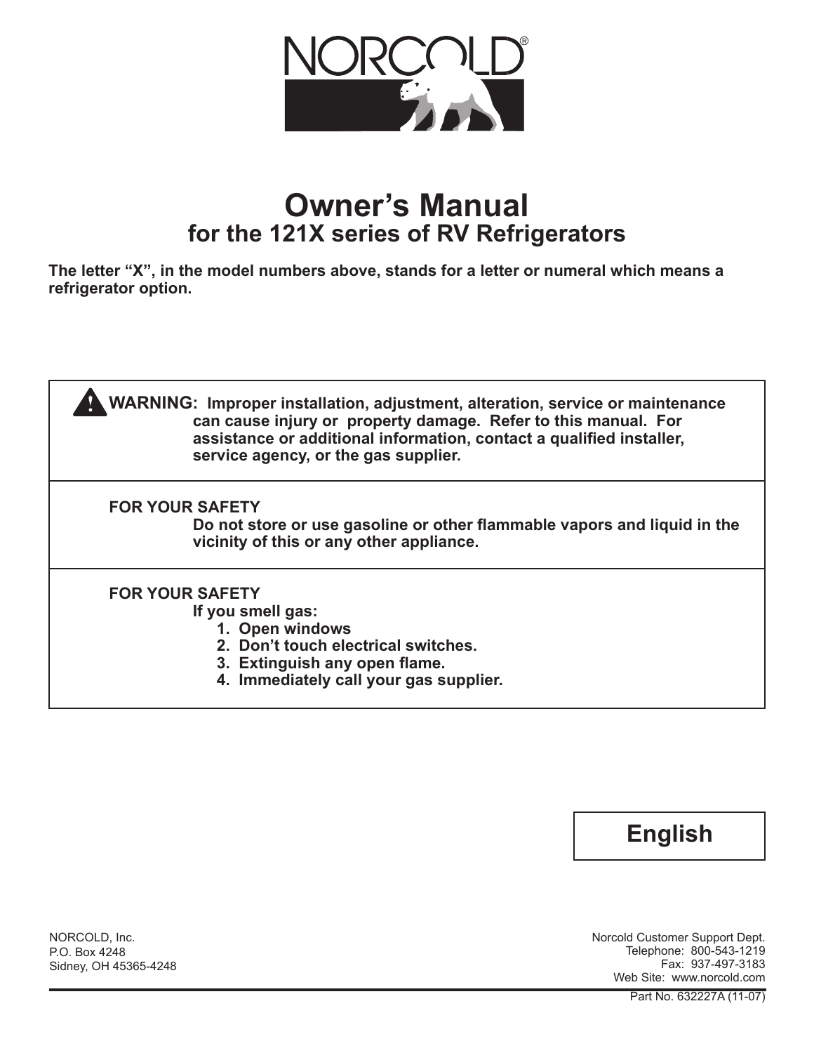# NORCOLD®

# Owner's Manual
## for the 121X series of RV Refrigerators

**The letter "X", in the model numbers above, stands for a letter or numeral which means a refrigerator option.**

---

**⚠ WARNING: Improper installation, adjustment, alteration, service or maintenance can cause injury or property damage. Refer to this manual. For assistance or additional information, contact a qualified installer, service agency, or the gas supplier.**

---

**FOR YOUR SAFETY**
**Do not store or use gasoline or other flammable vapors and liquid in the vicinity of this or any other appliance.**

---

**FOR YOUR SAFETY**
**If you smell gas:**
1. **Open windows**
2. **Don't touch electrical switches.**
3. **Extinguish any open flame.**
4. **Immediately call your gas supplier.**

---

**English**

NORCOLD, Inc.
P.O. Box 4248
Sidney, OH 45365-4248

Norcold Customer Support Dept.
Telephone: 800-543-1219
Fax: 937-497-3183
Web Site: www.norcold.com

Part No. 632227A (11-07)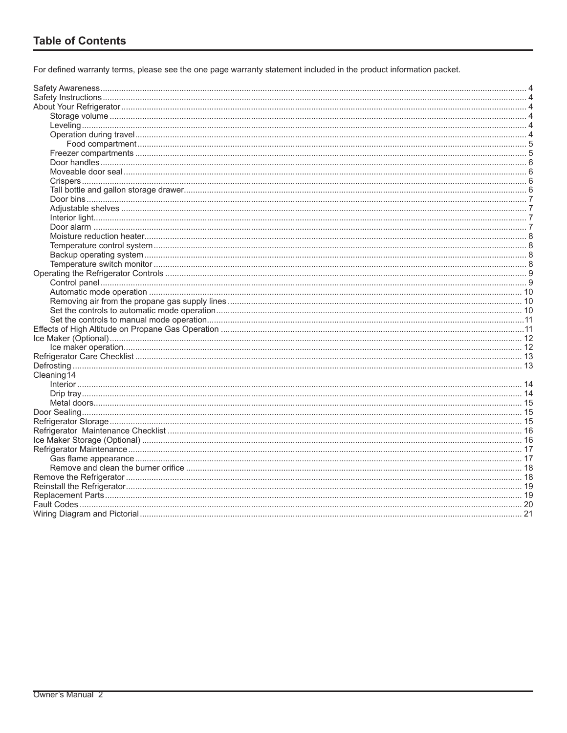## Table of Contents

For defined warranty terms, please see the one page warranty statement included in the product information packet.

- Safety Awareness .... 4
- Safety Instructions .... 4
- About Your Refrigerator .... 4
  - Storage volume .... 4
  - Leveling .... 4
  - Operation during travel .... 4
    - Food compartment .... 5
  - Freezer compartments .... 5
  - Door handles .... 6
  - Moveable door seal .... 6
  - Crispers .... 6
  - Tall bottle and gallon storage drawer .... 6
  - Door bins .... 7
  - Adjustable shelves .... 7
  - Interior light .... 7
  - Door alarm .... 7
  - Moisture reduction heater .... 8
  - Temperature control system .... 8
  - Backup operating system .... 8
  - Temperature switch monitor .... 8
- Operating the Refrigerator Controls .... 9
  - Control panel .... 9
  - Automatic mode operation .... 10
  - Removing air from the propane gas supply lines .... 10
  - Set the controls to automatic mode operation .... 10
  - Set the controls to manual mode operation .... 11
- Effects of High Altitude on Propane Gas Operation .... 11
- Ice Maker (Optional) .... 12
  - Ice maker operation .... 12
- Refrigerator Care Checklist .... 13
- Defrosting .... 13
- Cleaning 14
  - Interior .... 14
  - Drip tray .... 14
  - Metal doors .... 15
- Door Sealing .... 15
- Refrigerator Storage .... 15
- Refrigerator Maintenance Checklist .... 16
- Ice Maker Storage (Optional) .... 16
- Refrigerator Maintenance .... 17
  - Gas flame appearance .... 17
  - Remove and clean the burner orifice .... 18
- Remove the Refrigerator .... 18
- Reinstall the Refrigerator .... 19
- Replacement Parts .... 19
- Fault Codes .... 20
- Wiring Diagram and Pictorial .... 21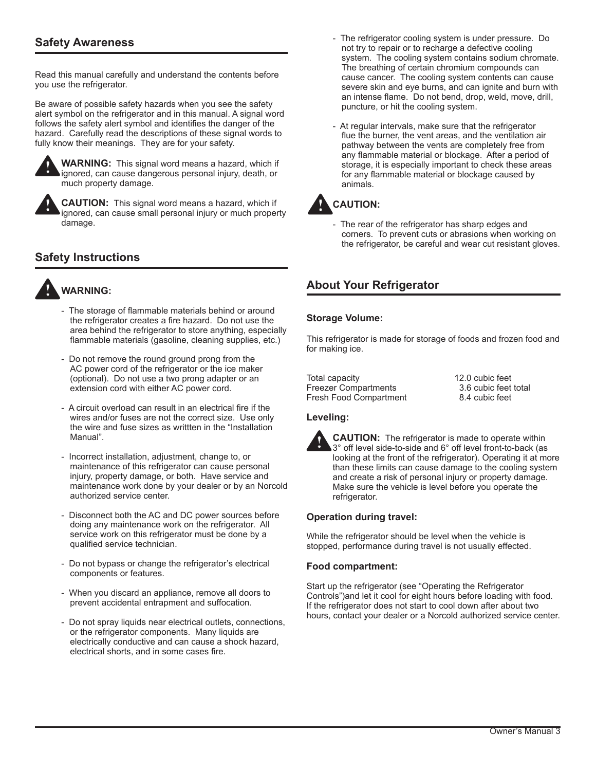## Safety Awareness

Read this manual carefully and understand the contents before you use the refrigerator.

Be aware of possible safety hazards when you see the safety alert symbol on the refrigerator and in this manual. A signal word follows the safety alert symbol and identifies the danger of the hazard. Carefully read the descriptions of these signal words to fully know their meanings. They are for your safety.

**WARNING:** This signal word means a hazard, which if ignored, can cause dangerous personal injury, death, or much property damage.

**CAUTION:** This signal word means a hazard, which if ignored, can cause small personal injury or much property damage.

## Safety Instructions

**WARNING:**

- The storage of flammable materials behind or around the refrigerator creates a fire hazard. Do not use the area behind the refrigerator to store anything, especially flammable materials (gasoline, cleaning supplies, etc.)

- Do not remove the round ground prong from the AC power cord of the refrigerator or the ice maker (optional). Do not use a two prong adapter or an extension cord with either AC power cord.

- A circuit overload can result in an electrical fire if the wires and/or fuses are not the correct size. Use only the wire and fuse sizes as writtten in the "Installation Manual".

- Incorrect installation, adjustment, change to, or maintenance of this refrigerator can cause personal injury, property damage, or both. Have service and maintenance work done by your dealer or by an Norcold authorized service center.

- Disconnect both the AC and DC power sources before doing any maintenance work on the refrigerator. All service work on this refrigerator must be done by a qualified service technician.

- Do not bypass or change the refrigerator's electrical components or features.

- When you discard an appliance, remove all doors to prevent accidental entrapment and suffocation.

- Do not spray liquids near electrical outlets, connections, or the refrigerator components. Many liquids are electrically conductive and can cause a shock hazard, electrical shorts, and in some cases fire.

- The refrigerator cooling system is under pressure. Do not try to repair or to recharge a defective cooling system. The cooling system contains sodium chromate. The breathing of certain chromium compounds can cause cancer. The cooling system contents can cause severe skin and eye burns, and can ignite and burn with an intense flame. Do not bend, drop, weld, move, drill, puncture, or hit the cooling system.

- At regular intervals, make sure that the refrigerator flue the burner, the vent areas, and the ventilation air pathway between the vents are completely free from any flammable material or blockage. After a period of storage, it is especially important to check these areas for any flammable material or blockage caused by animals.

**CAUTION:**

- The rear of the refrigerator has sharp edges and corners. To prevent cuts or abrasions when working on the refrigerator, be careful and wear cut resistant gloves.

## About Your Refrigerator

### Storage Volume:

This refrigerator is made for storage of foods and frozen food and for making ice.

| | |
|---|---|
| Total capacity | 12.0 cubic feet |
| Freezer Compartments | 3.6 cubic feet total |
| Fresh Food Compartment | 8.4 cubic feet |

### Leveling:

**CAUTION:** The refrigerator is made to operate within 3° off level side-to-side and 6° off level front-to-back (as looking at the front of the refrigerator). Operating it at more than these limits can cause damage to the cooling system and create a risk of personal injury or property damage. Make sure the vehicle is level before you operate the refrigerator.

### Operation during travel:

While the refrigerator should be level when the vehicle is stopped, performance during travel is not usually effected.

### Food compartment:

Start up the refrigerator (see "Operating the Refrigerator Controls")and let it cool for eight hours before loading with food. If the refrigerator does not start to cool down after about two hours, contact your dealer or a Norcold authorized service center.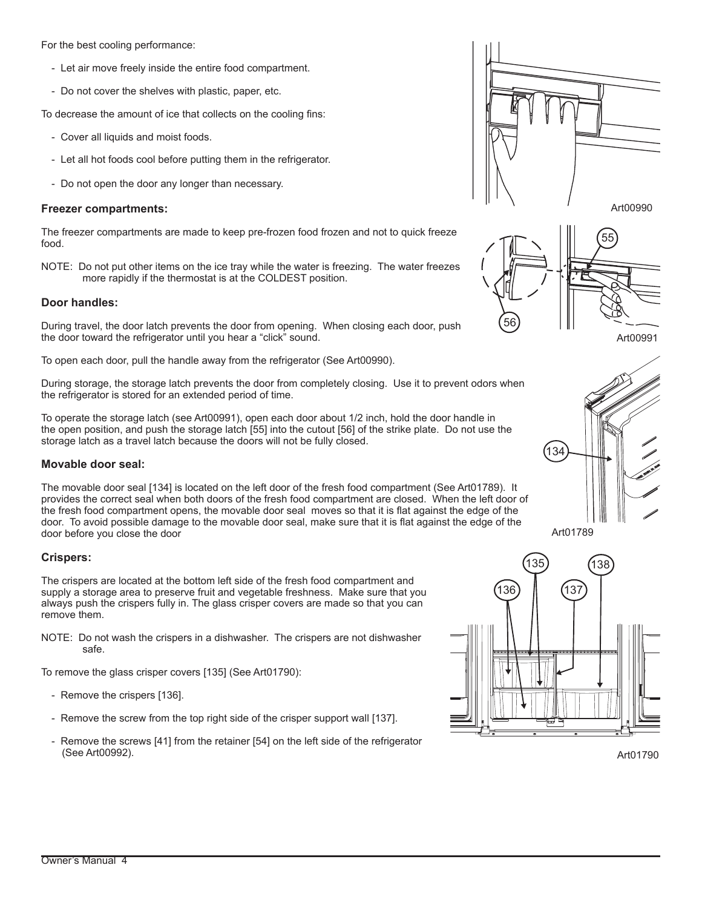For the best cooling performance:

- Let air move freely inside the entire food compartment.
- Do not cover the shelves with plastic, paper, etc.

To decrease the amount of ice that collects on the cooling fins:

- Cover all liquids and moist foods.
- Let all hot foods cool before putting them in the refrigerator.
- Do not open the door any longer than necessary.

### Freezer compartments:

The freezer compartments are made to keep pre-frozen food frozen and not to quick freeze food.

NOTE: Do not put other items on the ice tray while the water is freezing. The water freezes more rapidly if the thermostat is at the COLDEST position.

### Door handles:

During travel, the door latch prevents the door from opening. When closing each door, push the door toward the refrigerator until you hear a “click” sound.

To open each door, pull the handle away from the refrigerator (See Art00990).

During storage, the storage latch prevents the door from completely closing. Use it to prevent odors when the refrigerator is stored for an extended period of time.

To operate the storage latch (see Art00991), open each door about 1/2 inch, hold the door handle in the open position, and push the storage latch [55] into the cutout [56] of the strike plate. Do not use the storage latch as a travel latch because the doors will not be fully closed.

Art00990

Art00991

### Movable door seal:

The movable door seal [134] is located on the left door of the fresh food compartment (See Art01789). It provides the correct seal when both doors of the fresh food compartment are closed. When the left door of the fresh food compartment opens, the movable door seal moves so that it is flat against the edge of the door. To avoid possible damage to the movable door seal, make sure that it is flat against the edge of the door before you close the door

Art01789

### Crispers:

The crispers are located at the bottom left side of the fresh food compartment and supply a storage area to preserve fruit and vegetable freshness. Make sure that you always push the crispers fully in. The glass crisper covers are made so that you can remove them.

NOTE: Do not wash the crispers in a dishwasher. The crispers are not dishwasher safe.

To remove the glass crisper covers [135] (See Art01790):

- Remove the crispers [136].
- Remove the screw from the top right side of the crisper support wall [137].
- Remove the screws [41] from the retainer [54] on the left side of the refrigerator (See Art00992).

Art01790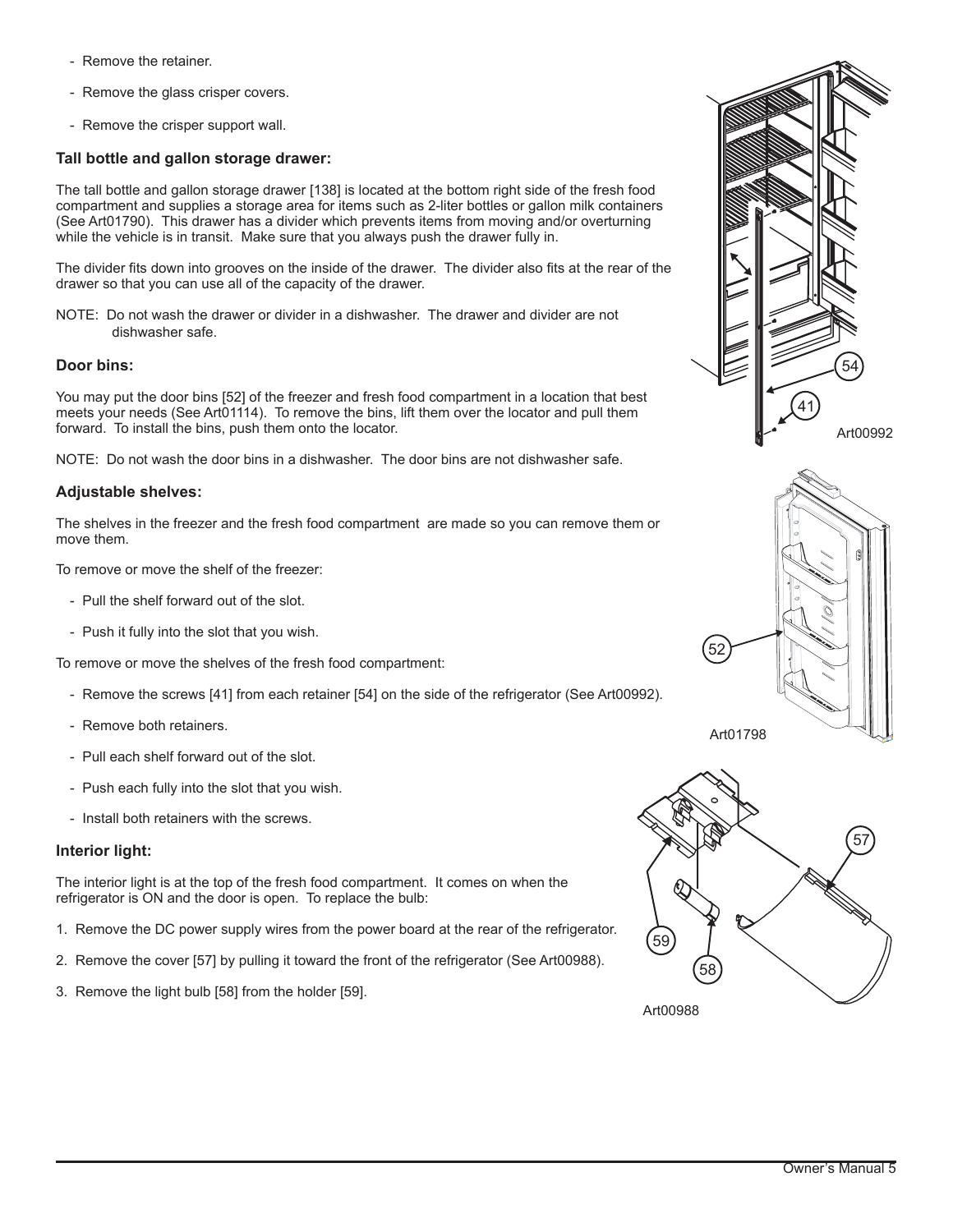- Remove the retainer.
- Remove the glass crisper covers.
- Remove the crisper support wall.

### Tall bottle and gallon storage drawer:

The tall bottle and gallon storage drawer [138] is located at the bottom right side of the fresh food compartment and supplies a storage area for items such as 2-liter bottles or gallon milk containers (See Art01790). This drawer has a divider which prevents items from moving and/or overturning while the vehicle is in transit. Make sure that you always push the drawer fully in.

The divider fits down into grooves on the inside of the drawer. The divider also fits at the rear of the drawer so that you can use all of the capacity of the drawer.

NOTE: Do not wash the drawer or divider in a dishwasher. The drawer and divider are not dishwasher safe.

### Door bins:

You may put the door bins [52] of the freezer and fresh food compartment in a location that best meets your needs (See Art01114). To remove the bins, lift them over the locator and pull them forward. To install the bins, push them onto the locator.

NOTE: Do not wash the door bins in a dishwasher. The door bins are not dishwasher safe.

### Adjustable shelves:

The shelves in the freezer and the fresh food compartment are made so you can remove them or move them.

To remove or move the shelf of the freezer:

- Pull the shelf forward out of the slot.
- Push it fully into the slot that you wish.

To remove or move the shelves of the fresh food compartment:

- Remove the screws [41] from each retainer [54] on the side of the refrigerator (See Art00992).
- Remove both retainers.
- Pull each shelf forward out of the slot.
- Push each fully into the slot that you wish.
- Install both retainers with the screws.

### Interior light:

The interior light is at the top of the fresh food compartment. It comes on when the refrigerator is ON and the door is open. To replace the bulb:

1. Remove the DC power supply wires from the power board at the rear of the refrigerator.
2. Remove the cover [57] by pulling it toward the front of the refrigerator (See Art00988).
3. Remove the light bulb [58] from the holder [59].

Art00992

Art01798

Art00988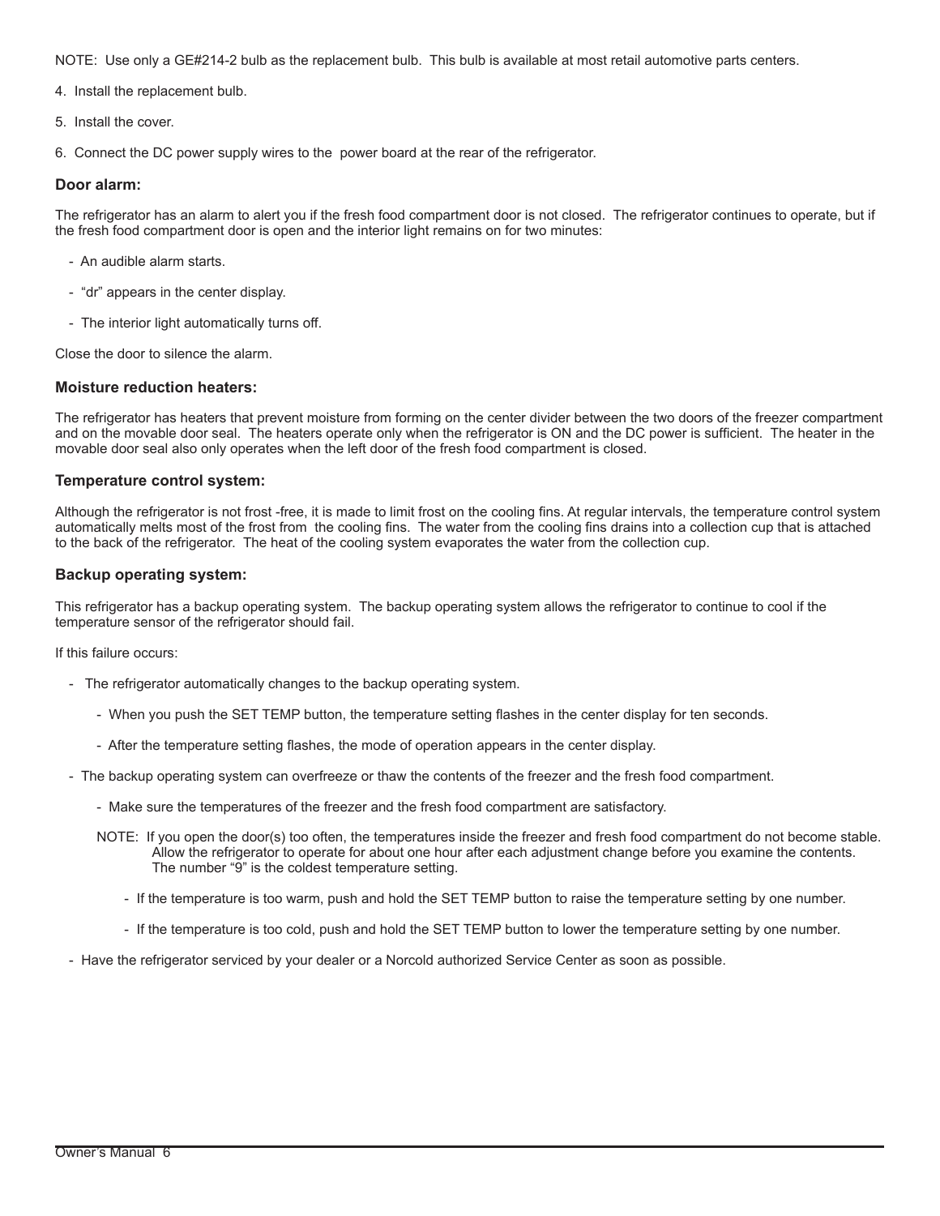NOTE: Use only a GE#214-2 bulb as the replacement bulb. This bulb is available at most retail automotive parts centers.

4. Install the replacement bulb.

5. Install the cover.

6. Connect the DC power supply wires to the power board at the rear of the refrigerator.

### Door alarm:

The refrigerator has an alarm to alert you if the fresh food compartment door is not closed. The refrigerator continues to operate, but if the fresh food compartment door is open and the interior light remains on for two minutes:

- An audible alarm starts.
- "dr" appears in the center display.
- The interior light automatically turns off.

Close the door to silence the alarm.

### Moisture reduction heaters:

The refrigerator has heaters that prevent moisture from forming on the center divider between the two doors of the freezer compartment and on the movable door seal. The heaters operate only when the refrigerator is ON and the DC power is sufficient. The heater in the movable door seal also only operates when the left door of the fresh food compartment is closed.

### Temperature control system:

Although the refrigerator is not frost -free, it is made to limit frost on the cooling fins. At regular intervals, the temperature control system automatically melts most of the frost from the cooling fins. The water from the cooling fins drains into a collection cup that is attached to the back of the refrigerator. The heat of the cooling system evaporates the water from the collection cup.

### Backup operating system:

This refrigerator has a backup operating system. The backup operating system allows the refrigerator to continue to cool if the temperature sensor of the refrigerator should fail.

If this failure occurs:

- The refrigerator automatically changes to the backup operating system.
  - When you push the SET TEMP button, the temperature setting flashes in the center display for ten seconds.
  - After the temperature setting flashes, the mode of operation appears in the center display.
- The backup operating system can overfreeze or thaw the contents of the freezer and the fresh food compartment.
  - Make sure the temperatures of the freezer and the fresh food compartment are satisfactory.

  NOTE: If you open the door(s) too often, the temperatures inside the freezer and fresh food compartment do not become stable. Allow the refrigerator to operate for about one hour after each adjustment change before you examine the contents. The number "9" is the coldest temperature setting.

    - If the temperature is too warm, push and hold the SET TEMP button to raise the temperature setting by one number.
    - If the temperature is too cold, push and hold the SET TEMP button to lower the temperature setting by one number.
- Have the refrigerator serviced by your dealer or a Norcold authorized Service Center as soon as possible.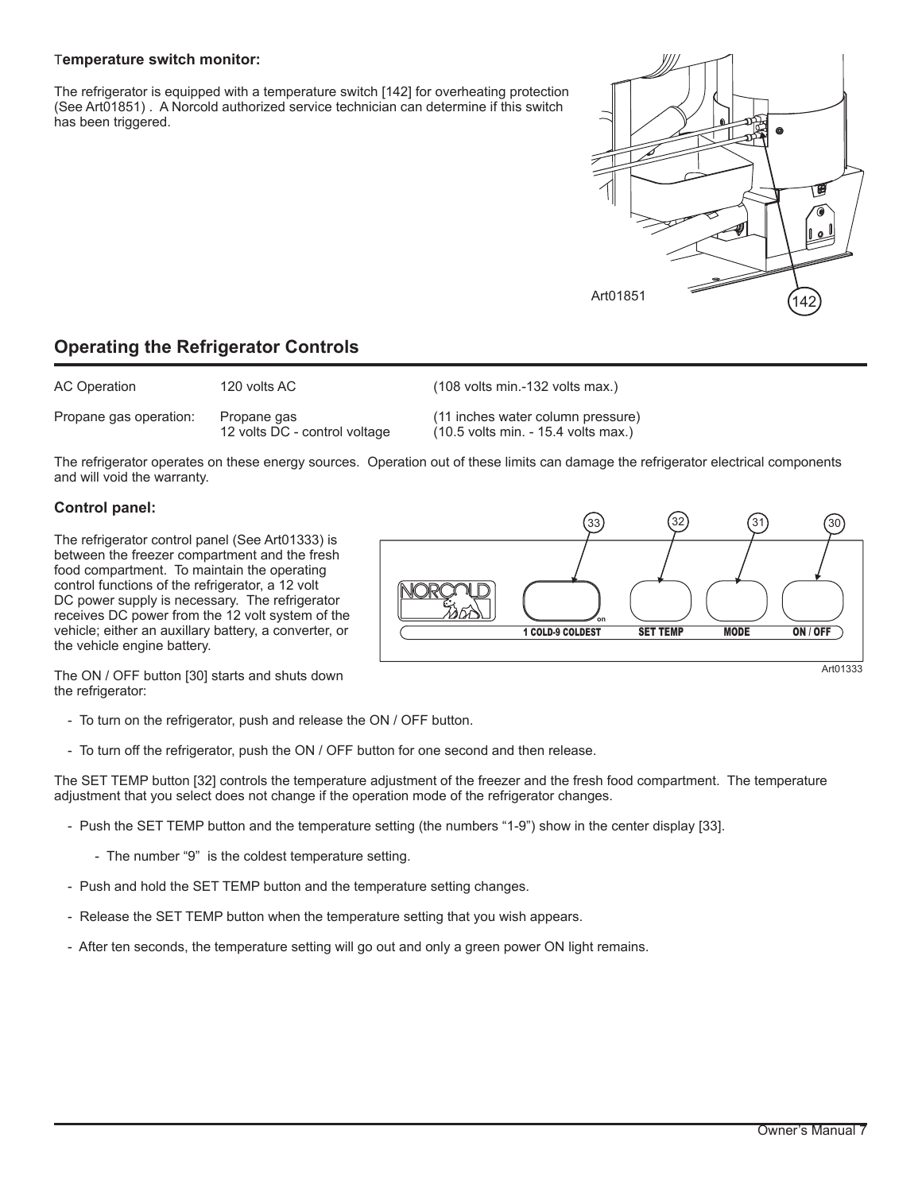**Temperature switch monitor:**

The refrigerator is equipped with a temperature switch [142] for overheating protection (See Art01851) . A Norcold authorized service technician can determine if this switch has been triggered.

Art01851

## Operating the Refrigerator Controls

| AC Operation | 120 volts AC | (108 volts min.-132 volts max.) |
|---|---|---|
| Propane gas operation: | Propane gas<br>12 volts DC - control voltage | (11 inches water column pressure)<br>(10.5 volts min. - 15.4 volts max.) |

The refrigerator operates on these energy sources. Operation out of these limits can damage the refrigerator electrical components and will void the warranty.

### Control panel:

The refrigerator control panel (See Art01333) is between the freezer compartment and the fresh food compartment. To maintain the operating control functions of the refrigerator, a 12 volt DC power supply is necessary. The refrigerator receives DC power from the 12 volt system of the vehicle; either an auxillary battery, a converter, or the vehicle engine battery.

Art01333

The ON / OFF button [30] starts and shuts down the refrigerator:

- To turn on the refrigerator, push and release the ON / OFF button.
- To turn off the refrigerator, push the ON / OFF button for one second and then release.

The SET TEMP button [32] controls the temperature adjustment of the freezer and the fresh food compartment. The temperature adjustment that you select does not change if the operation mode of the refrigerator changes.

- Push the SET TEMP button and the temperature setting (the numbers "1-9") show in the center display [33].
  - The number "9" is the coldest temperature setting.
- Push and hold the SET TEMP button and the temperature setting changes.
- Release the SET TEMP button when the temperature setting that you wish appears.
- After ten seconds, the temperature setting will go out and only a green power ON light remains.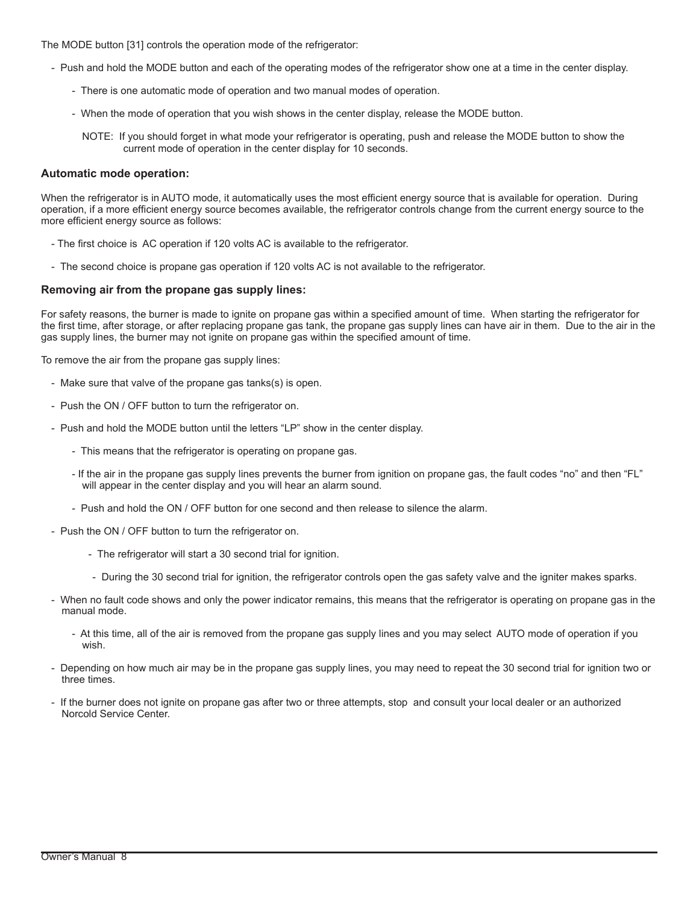The MODE button [31] controls the operation mode of the refrigerator:

- Push and hold the MODE button and each of the operating modes of the refrigerator show one at a time in the center display.
  - There is one automatic mode of operation and two manual modes of operation.
  - When the mode of operation that you wish shows in the center display, release the MODE button.

    NOTE: If you should forget in what mode your refrigerator is operating, push and release the MODE button to show the current mode of operation in the center display for 10 seconds.

### Automatic mode operation:

When the refrigerator is in AUTO mode, it automatically uses the most efficient energy source that is available for operation. During operation, if a more efficient energy source becomes available, the refrigerator controls change from the current energy source to the more efficient energy source as follows:

- The first choice is AC operation if 120 volts AC is available to the refrigerator.
- The second choice is propane gas operation if 120 volts AC is not available to the refrigerator.

### Removing air from the propane gas supply lines:

For safety reasons, the burner is made to ignite on propane gas within a specified amount of time. When starting the refrigerator for the first time, after storage, or after replacing propane gas tank, the propane gas supply lines can have air in them. Due to the air in the gas supply lines, the burner may not ignite on propane gas within the specified amount of time.

To remove the air from the propane gas supply lines:

- Make sure that valve of the propane gas tanks(s) is open.
- Push the ON / OFF button to turn the refrigerator on.
- Push and hold the MODE button until the letters “LP” show in the center display.
  - This means that the refrigerator is operating on propane gas.
  - If the air in the propane gas supply lines prevents the burner from ignition on propane gas, the fault codes “no” and then “FL” will appear in the center display and you will hear an alarm sound.
  - Push and hold the ON / OFF button for one second and then release to silence the alarm.
- Push the ON / OFF button to turn the refrigerator on.
  - The refrigerator will start a 30 second trial for ignition.
  - During the 30 second trial for ignition, the refrigerator controls open the gas safety valve and the igniter makes sparks.
- When no fault code shows and only the power indicator remains, this means that the refrigerator is operating on propane gas in the manual mode.
  - At this time, all of the air is removed from the propane gas supply lines and you may select AUTO mode of operation if you wish.
- Depending on how much air may be in the propane gas supply lines, you may need to repeat the 30 second trial for ignition two or three times.
- If the burner does not ignite on propane gas after two or three attempts, stop and consult your local dealer or an authorized Norcold Service Center.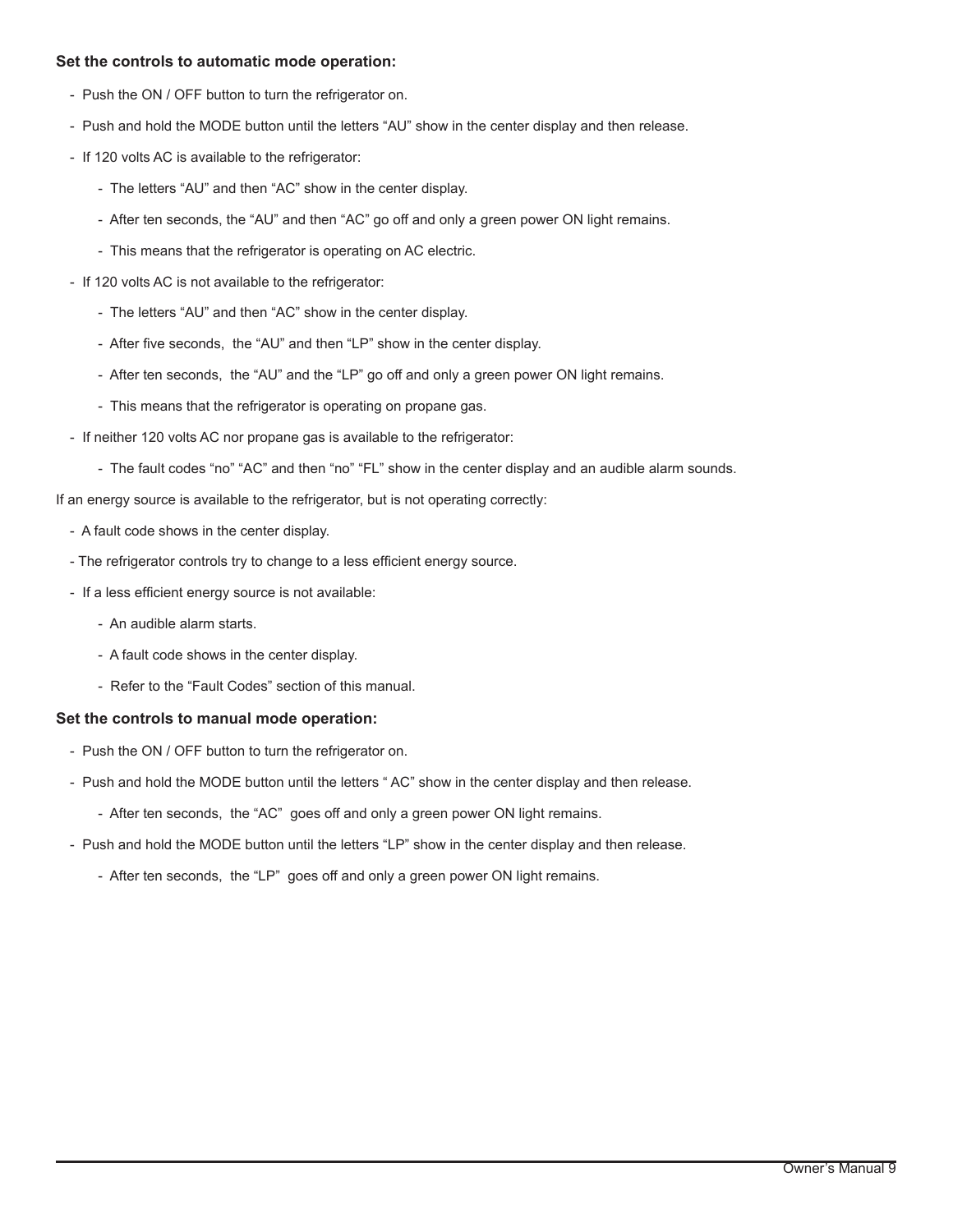**Set the controls to automatic mode operation:**

- Push the ON / OFF button to turn the refrigerator on.
- Push and hold the MODE button until the letters “AU” show in the center display and then release.
- If 120 volts AC is available to the refrigerator:
    - The letters “AU” and then “AC” show in the center display.
    - After ten seconds, the “AU” and then “AC” go off and only a green power ON light remains.
    - This means that the refrigerator is operating on AC electric.
- If 120 volts AC is not available to the refrigerator:
    - The letters “AU” and then “AC” show in the center display.
    - After five seconds, the “AU” and then “LP” show in the center display.
    - After ten seconds, the “AU” and the “LP” go off and only a green power ON light remains.
    - This means that the refrigerator is operating on propane gas.
- If neither 120 volts AC nor propane gas is available to the refrigerator:
    - The fault codes “no” “AC” and then “no” “FL” show in the center display and an audible alarm sounds.

If an energy source is available to the refrigerator, but is not operating correctly:

- A fault code shows in the center display.
- The refrigerator controls try to change to a less efficient energy source.
- If a less efficient energy source is not available:
    - An audible alarm starts.
    - A fault code shows in the center display.
    - Refer to the “Fault Codes” section of this manual.

**Set the controls to manual mode operation:**

- Push the ON / OFF button to turn the refrigerator on.
- Push and hold the MODE button until the letters “ AC” show in the center display and then release.
    - After ten seconds, the “AC” goes off and only a green power ON light remains.
- Push and hold the MODE button until the letters “LP” show in the center display and then release.
    - After ten seconds, the “LP” goes off and only a green power ON light remains.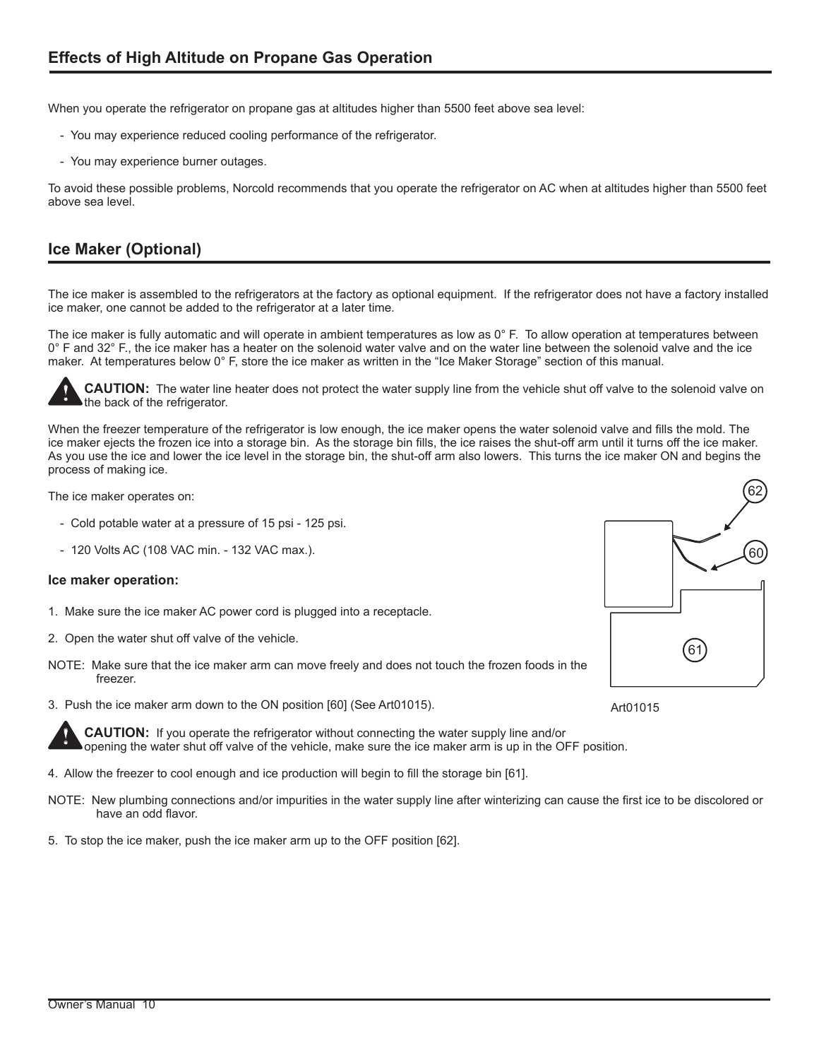## Effects of High Altitude on Propane Gas Operation

When you operate the refrigerator on propane gas at altitudes higher than 5500 feet above sea level:

- You may experience reduced cooling performance of the refrigerator.
- You may experience burner outages.

To avoid these possible problems, Norcold recommends that you operate the refrigerator on AC when at altitudes higher than 5500 feet above sea level.

## Ice Maker (Optional)

The ice maker is assembled to the refrigerators at the factory as optional equipment. If the refrigerator does not have a factory installed ice maker, one cannot be added to the refrigerator at a later time.

The ice maker is fully automatic and will operate in ambient temperatures as low as 0° F. To allow operation at temperatures between 0° F and 32° F., the ice maker has a heater on the solenoid water valve and on the water line between the solenoid valve and the ice maker. At temperatures below 0° F, store the ice maker as written in the "Ice Maker Storage" section of this manual.

**CAUTION:** The water line heater does not protect the water supply line from the vehicle shut off valve to the solenoid valve on the back of the refrigerator.

When the freezer temperature of the refrigerator is low enough, the ice maker opens the water solenoid valve and fills the mold. The ice maker ejects the frozen ice into a storage bin. As the storage bin fills, the ice raises the shut-off arm until it turns off the ice maker. As you use the ice and lower the ice level in the storage bin, the shut-off arm also lowers. This turns the ice maker ON and begins the process of making ice.

The ice maker operates on:

- Cold potable water at a pressure of 15 psi - 125 psi.
- 120 Volts AC (108 VAC min. - 132 VAC max.).

### Ice maker operation:

1. Make sure the ice maker AC power cord is plugged into a receptacle.
2. Open the water shut off valve of the vehicle.

NOTE: Make sure that the ice maker arm can move freely and does not touch the frozen foods in the freezer.

3. Push the ice maker arm down to the ON position [60] (See Art01015).

62

60

61

Art01015

**CAUTION:** If you operate the refrigerator without connecting the water supply line and/or opening the water shut off valve of the vehicle, make sure the ice maker arm is up in the OFF position.

4. Allow the freezer to cool enough and ice production will begin to fill the storage bin [61].

NOTE: New plumbing connections and/or impurities in the water supply line after winterizing can cause the first ice to be discolored or have an odd flavor.

5. To stop the ice maker, push the ice maker arm up to the OFF position [62].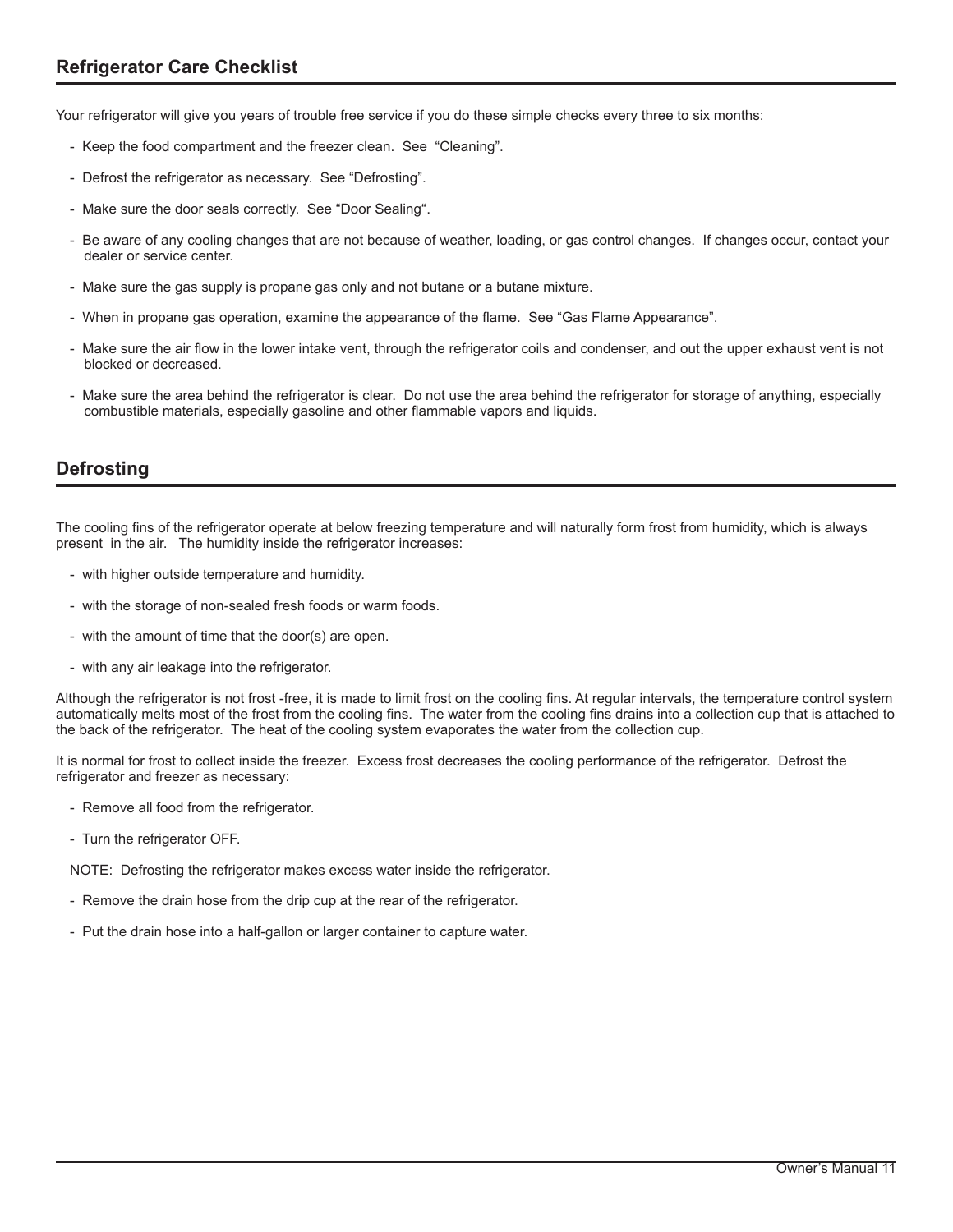## Refrigerator Care Checklist

Your refrigerator will give you years of trouble free service if you do these simple checks every three to six months:

- Keep the food compartment and the freezer clean. See "Cleaning".
- Defrost the refrigerator as necessary. See "Defrosting".
- Make sure the door seals correctly. See "Door Sealing".
- Be aware of any cooling changes that are not because of weather, loading, or gas control changes. If changes occur, contact your dealer or service center.
- Make sure the gas supply is propane gas only and not butane or a butane mixture.
- When in propane gas operation, examine the appearance of the flame. See "Gas Flame Appearance".
- Make sure the air flow in the lower intake vent, through the refrigerator coils and condenser, and out the upper exhaust vent is not blocked or decreased.
- Make sure the area behind the refrigerator is clear. Do not use the area behind the refrigerator for storage of anything, especially combustible materials, especially gasoline and other flammable vapors and liquids.

## Defrosting

The cooling fins of the refrigerator operate at below freezing temperature and will naturally form frost from humidity, which is always present in the air. The humidity inside the refrigerator increases:

- with higher outside temperature and humidity.
- with the storage of non-sealed fresh foods or warm foods.
- with the amount of time that the door(s) are open.
- with any air leakage into the refrigerator.

Although the refrigerator is not frost -free, it is made to limit frost on the cooling fins. At regular intervals, the temperature control system automatically melts most of the frost from the cooling fins. The water from the cooling fins drains into a collection cup that is attached to the back of the refrigerator. The heat of the cooling system evaporates the water from the collection cup.

It is normal for frost to collect inside the freezer. Excess frost decreases the cooling performance of the refrigerator. Defrost the refrigerator and freezer as necessary:

- Remove all food from the refrigerator.
- Turn the refrigerator OFF.

NOTE: Defrosting the refrigerator makes excess water inside the refrigerator.

- Remove the drain hose from the drip cup at the rear of the refrigerator.
- Put the drain hose into a half-gallon or larger container to capture water.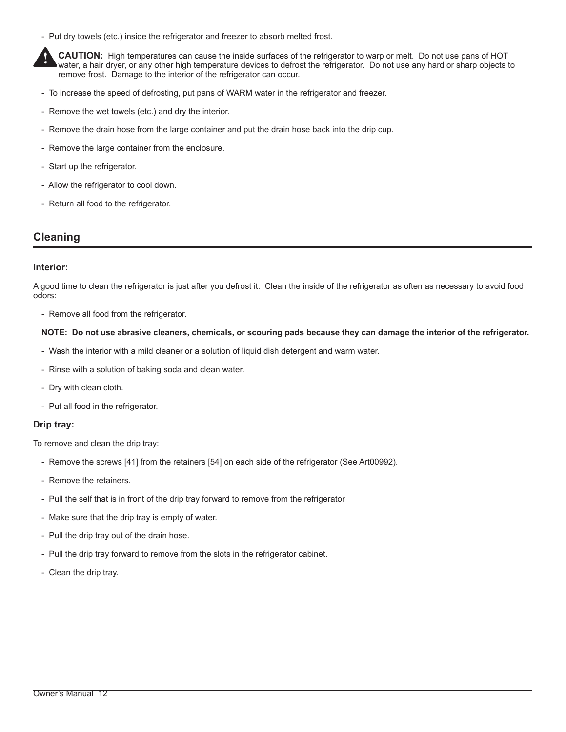- Put dry towels (etc.) inside the refrigerator and freezer to absorb melted frost.

**CAUTION:** High temperatures can cause the inside surfaces of the refrigerator to warp or melt. Do not use pans of HOT water, a hair dryer, or any other high temperature devices to defrost the refrigerator. Do not use any hard or sharp objects to remove frost. Damage to the interior of the refrigerator can occur.

- To increase the speed of defrosting, put pans of WARM water in the refrigerator and freezer.
- Remove the wet towels (etc.) and dry the interior.
- Remove the drain hose from the large container and put the drain hose back into the drip cup.
- Remove the large container from the enclosure.
- Start up the refrigerator.
- Allow the refrigerator to cool down.
- Return all food to the refrigerator.

## Cleaning

### Interior:

A good time to clean the refrigerator is just after you defrost it. Clean the inside of the refrigerator as often as necessary to avoid food odors:

- Remove all food from the refrigerator.

**NOTE: Do not use abrasive cleaners, chemicals, or scouring pads because they can damage the interior of the refrigerator.**

- Wash the interior with a mild cleaner or a solution of liquid dish detergent and warm water.
- Rinse with a solution of baking soda and clean water.
- Dry with clean cloth.
- Put all food in the refrigerator.

### Drip tray:

To remove and clean the drip tray:

- Remove the screws [41] from the retainers [54] on each side of the refrigerator (See Art00992).
- Remove the retainers.
- Pull the self that is in front of the drip tray forward to remove from the refrigerator
- Make sure that the drip tray is empty of water.
- Pull the drip tray out of the drain hose.
- Pull the drip tray forward to remove from the slots in the refrigerator cabinet.
- Clean the drip tray.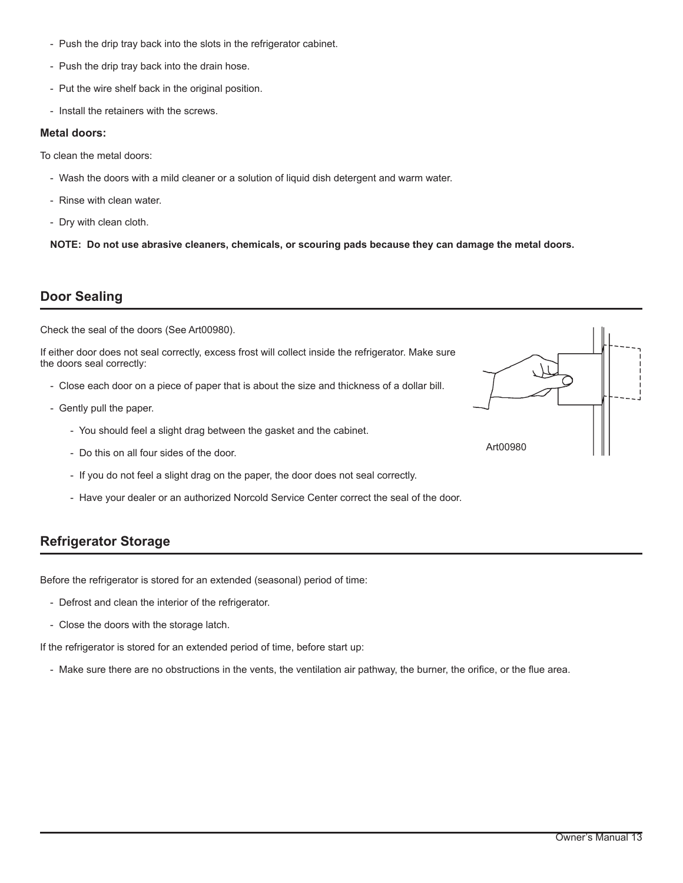- Push the drip tray back into the slots in the refrigerator cabinet.
- Push the drip tray back into the drain hose.
- Put the wire shelf back in the original position.
- Install the retainers with the screws.

**Metal doors:**

To clean the metal doors:

- Wash the doors with a mild cleaner or a solution of liquid dish detergent and warm water.
- Rinse with clean water.
- Dry with clean cloth.

**NOTE: Do not use abrasive cleaners, chemicals, or scouring pads because they can damage the metal doors.**

## Door Sealing

Check the seal of the doors (See Art00980).

If either door does not seal correctly, excess frost will collect inside the refrigerator. Make sure the doors seal correctly:

- Close each door on a piece of paper that is about the size and thickness of a dollar bill.
- Gently pull the paper.
  - You should feel a slight drag between the gasket and the cabinet.
  - Do this on all four sides of the door.
  - If you do not feel a slight drag on the paper, the door does not seal correctly.
  - Have your dealer or an authorized Norcold Service Center correct the seal of the door.

Art00980

## Refrigerator Storage

Before the refrigerator is stored for an extended (seasonal) period of time:

- Defrost and clean the interior of the refrigerator.
- Close the doors with the storage latch.

If the refrigerator is stored for an extended period of time, before start up:

- Make sure there are no obstructions in the vents, the ventilation air pathway, the burner, the orifice, or the flue area.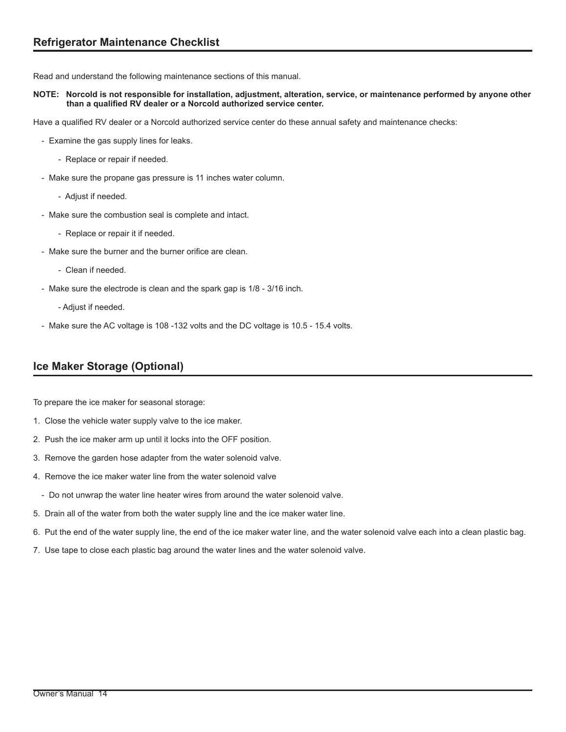## Refrigerator Maintenance Checklist

Read and understand the following maintenance sections of this manual.

**NOTE: Norcold is not responsible for installation, adjustment, alteration, service, or maintenance performed by anyone other than a qualified RV dealer or a Norcold authorized service center.**

Have a qualified RV dealer or a Norcold authorized service center do these annual safety and maintenance checks:

- Examine the gas supply lines for leaks.
  - Replace or repair if needed.
- Make sure the propane gas pressure is 11 inches water column.
  - Adjust if needed.
- Make sure the combustion seal is complete and intact.
  - Replace or repair it if needed.
- Make sure the burner and the burner orifice are clean.
  - Clean if needed.
- Make sure the electrode is clean and the spark gap is 1/8 - 3/16 inch.
  - Adjust if needed.
- Make sure the AC voltage is 108 -132 volts and the DC voltage is 10.5 - 15.4 volts.

## Ice Maker Storage (Optional)

To prepare the ice maker for seasonal storage:

1. Close the vehicle water supply valve to the ice maker.
2. Push the ice maker arm up until it locks into the OFF position.
3. Remove the garden hose adapter from the water solenoid valve.
4. Remove the ice maker water line from the water solenoid valve
   - Do not unwrap the water line heater wires from around the water solenoid valve.
5. Drain all of the water from both the water supply line and the ice maker water line.
6. Put the end of the water supply line, the end of the ice maker water line, and the water solenoid valve each into a clean plastic bag.
7. Use tape to close each plastic bag around the water lines and the water solenoid valve.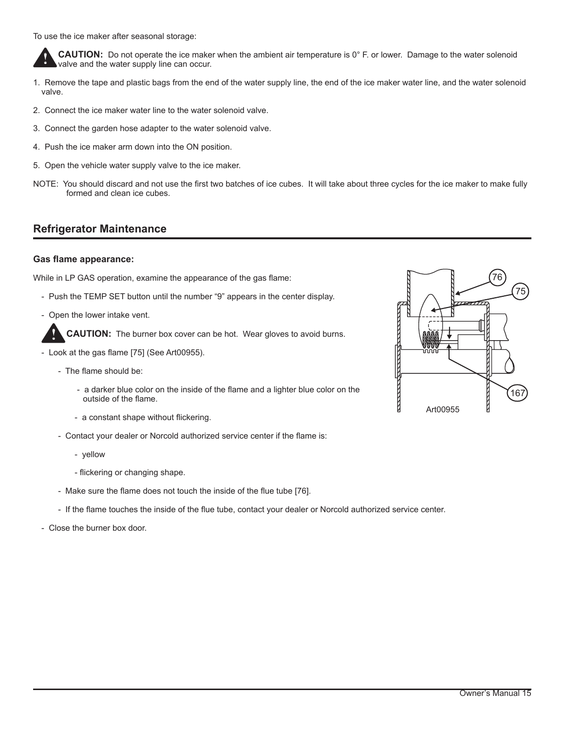To use the ice maker after seasonal storage:

**CAUTION:** Do not operate the ice maker when the ambient air temperature is 0° F. or lower. Damage to the water solenoid valve and the water supply line can occur.

1. Remove the tape and plastic bags from the end of the water supply line, the end of the ice maker water line, and the water solenoid valve.
2. Connect the ice maker water line to the water solenoid valve.
3. Connect the garden hose adapter to the water solenoid valve.
4. Push the ice maker arm down into the ON position.
5. Open the vehicle water supply valve to the ice maker.

NOTE: You should discard and not use the first two batches of ice cubes. It will take about three cycles for the ice maker to make fully formed and clean ice cubes.

## Refrigerator Maintenance

### Gas flame appearance:

While in LP GAS operation, examine the appearance of the gas flame:

- Push the TEMP SET button until the number "9" appears in the center display.
- Open the lower intake vent.

**CAUTION:** The burner box cover can be hot. Wear gloves to avoid burns.

- Look at the gas flame [75] (See Art00955).
  - The flame should be:
    - a darker blue color on the inside of the flame and a lighter blue color on the outside of the flame.
    - a constant shape without flickering.
  - Contact your dealer or Norcold authorized service center if the flame is:
    - yellow
    - flickering or changing shape.
  - Make sure the flame does not touch the inside of the flue tube [76].
  - If the flame touches the inside of the flue tube, contact your dealer or Norcold authorized service center.
- Close the burner box door.

76
75
167
Art00955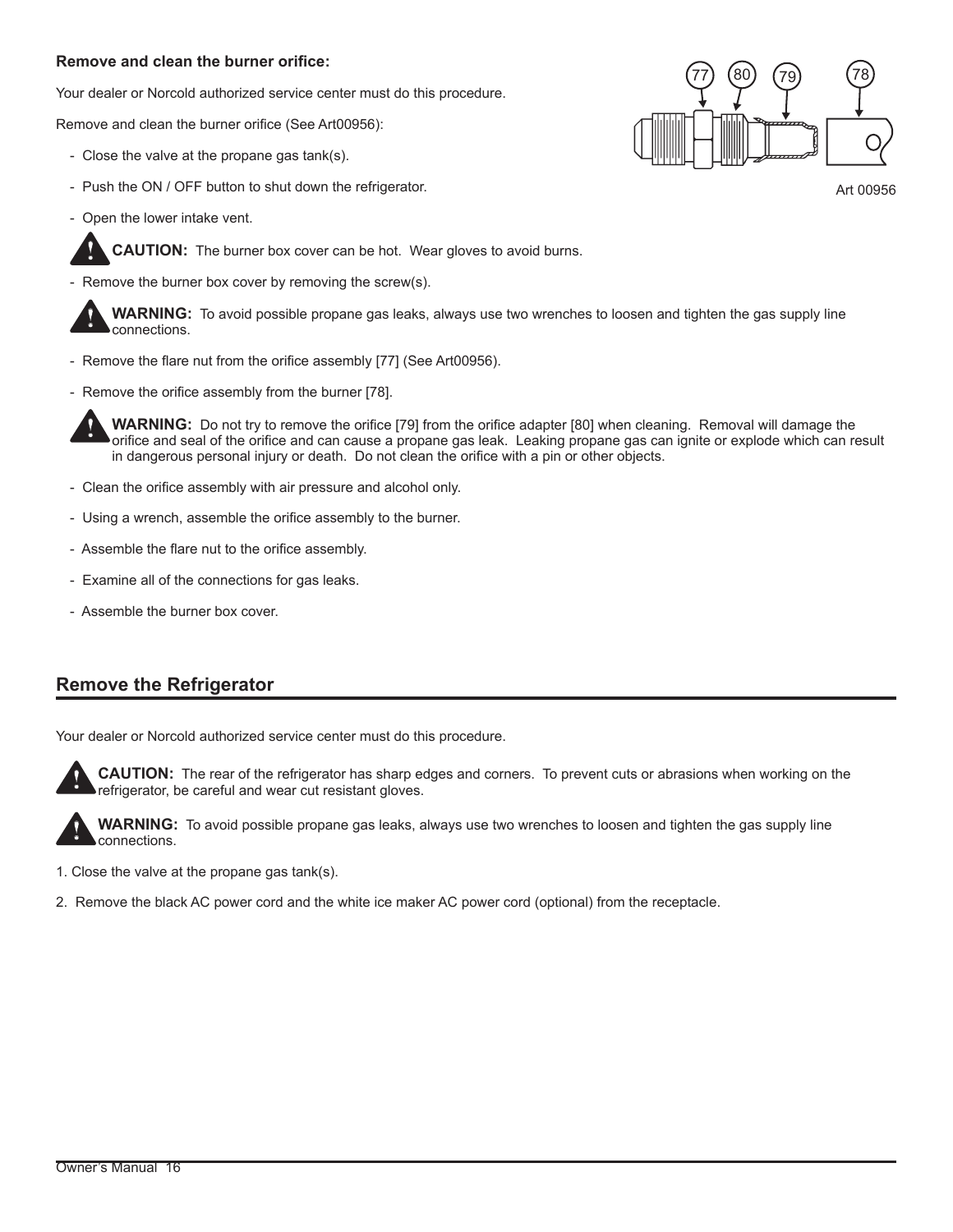### Remove and clean the burner orifice:

Your dealer or Norcold authorized service center must do this procedure.

Remove and clean the burner orifice (See Art00956):

- Close the valve at the propane gas tank(s).
- Push the ON / OFF button to shut down the refrigerator.
- Open the lower intake vent.

**CAUTION:** The burner box cover can be hot. Wear gloves to avoid burns.

- Remove the burner box cover by removing the screw(s).

**WARNING:** To avoid possible propane gas leaks, always use two wrenches to loosen and tighten the gas supply line connections.

- Remove the flare nut from the orifice assembly [77] (See Art00956).
- Remove the orifice assembly from the burner [78].

**WARNING:** Do not try to remove the orifice [79] from the orifice adapter [80] when cleaning. Removal will damage the orifice and seal of the orifice and can cause a propane gas leak. Leaking propane gas can ignite or explode which can result in dangerous personal injury or death. Do not clean the orifice with a pin or other objects.

- Clean the orifice assembly with air pressure and alcohol only.
- Using a wrench, assemble the orifice assembly to the burner.
- Assemble the flare nut to the orifice assembly.
- Examine all of the connections for gas leaks.
- Assemble the burner box cover.

77 80 79 78

Art 00956

## Remove the Refrigerator

Your dealer or Norcold authorized service center must do this procedure.

**CAUTION:** The rear of the refrigerator has sharp edges and corners. To prevent cuts or abrasions when working on the refrigerator, be careful and wear cut resistant gloves.

**WARNING:** To avoid possible propane gas leaks, always use two wrenches to loosen and tighten the gas supply line connections.

1. Close the valve at the propane gas tank(s).
2. Remove the black AC power cord and the white ice maker AC power cord (optional) from the receptacle.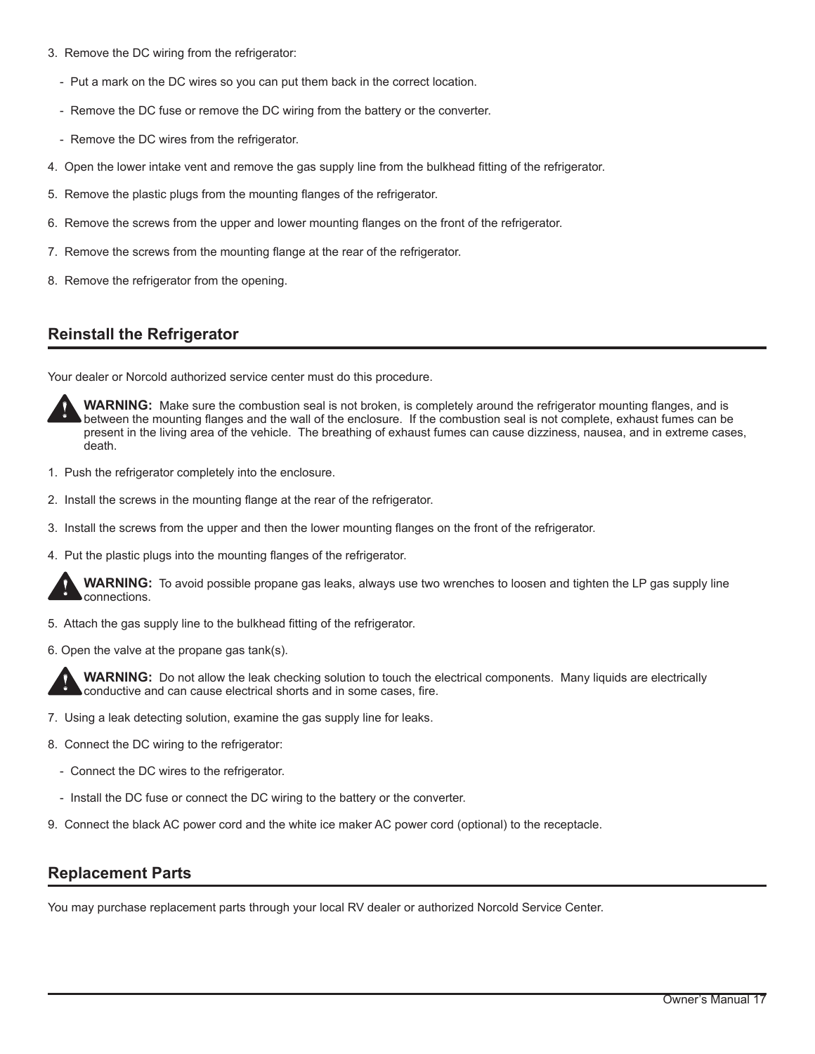3. Remove the DC wiring from the refrigerator:

   - Put a mark on the DC wires so you can put them back in the correct location.

   - Remove the DC fuse or remove the DC wiring from the battery or the converter.

   - Remove the DC wires from the refrigerator.

4. Open the lower intake vent and remove the gas supply line from the bulkhead fitting of the refrigerator.

5. Remove the plastic plugs from the mounting flanges of the refrigerator.

6. Remove the screws from the upper and lower mounting flanges on the front of the refrigerator.

7. Remove the screws from the mounting flange at the rear of the refrigerator.

8. Remove the refrigerator from the opening.

## Reinstall the Refrigerator

Your dealer or Norcold authorized service center must do this procedure.

**WARNING:** Make sure the combustion seal is not broken, is completely around the refrigerator mounting flanges, and is between the mounting flanges and the wall of the enclosure. If the combustion seal is not complete, exhaust fumes can be present in the living area of the vehicle. The breathing of exhaust fumes can cause dizziness, nausea, and in extreme cases, death.

1. Push the refrigerator completely into the enclosure.

2. Install the screws in the mounting flange at the rear of the refrigerator.

3. Install the screws from the upper and then the lower mounting flanges on the front of the refrigerator.

4. Put the plastic plugs into the mounting flanges of the refrigerator.

**WARNING:** To avoid possible propane gas leaks, always use two wrenches to loosen and tighten the LP gas supply line connections.

5. Attach the gas supply line to the bulkhead fitting of the refrigerator.

6. Open the valve at the propane gas tank(s).

**WARNING:** Do not allow the leak checking solution to touch the electrical components. Many liquids are electrically conductive and can cause electrical shorts and in some cases, fire.

7. Using a leak detecting solution, examine the gas supply line for leaks.

8. Connect the DC wiring to the refrigerator:

   - Connect the DC wires to the refrigerator.

   - Install the DC fuse or connect the DC wiring to the battery or the converter.

9. Connect the black AC power cord and the white ice maker AC power cord (optional) to the receptacle.

## Replacement Parts

You may purchase replacement parts through your local RV dealer or authorized Norcold Service Center.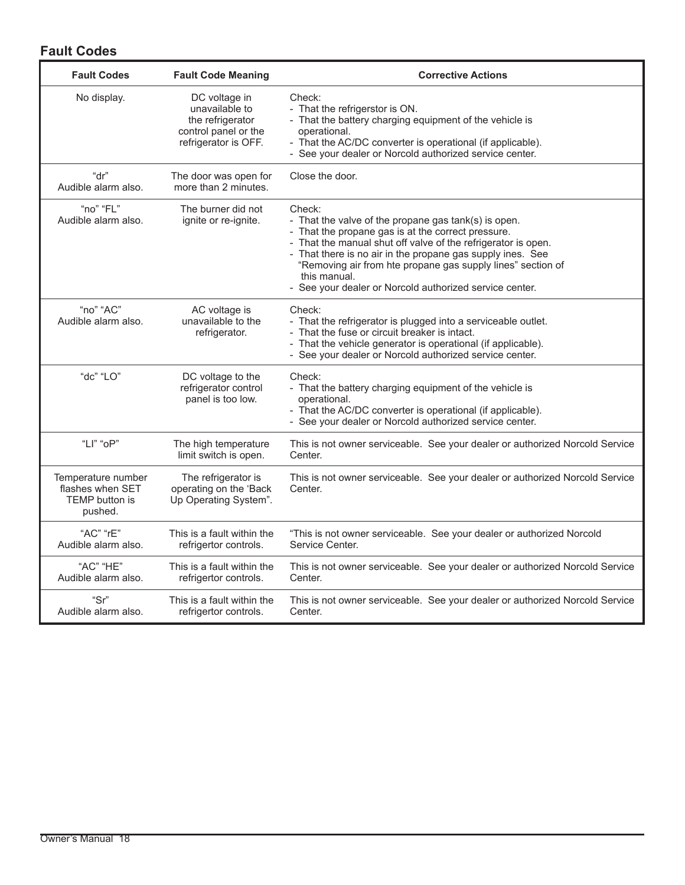## Fault Codes

| Fault Codes | Fault Code Meaning | Corrective Actions |
|---|---|---|
| No display. | DC voltage in unavailable to the refrigerator control panel or the refrigerator is OFF. | Check:<br>- That the refrigerstor is ON.<br>- That the battery charging equipment of the vehicle is operational.<br>- That the AC/DC converter is operational (if applicable).<br>- See your dealer or Norcold authorized service center. |
| "dr"<br>Audible alarm also. | The door was open for more than 2 minutes. | Close the door. |
| "no" "FL"<br>Audible alarm also. | The burner did not ignite or re-ignite. | Check:<br>- That the valve of the propane gas tank(s) is open.<br>- That the propane gas is at the correct pressure.<br>- That the manual shut off valve of the refrigerator is open.<br>- That there is no air in the propane gas supply ines. See "Removing air from hte propane gas supply lines" section of this manual.<br>- See your dealer or Norcold authorized service center. |
| "no" "AC"<br>Audible alarm also. | AC voltage is unavailable to the refrigerator. | Check:<br>- That the refrigerator is plugged into a serviceable outlet.<br>- That the fuse or circuit breaker is intact.<br>- That the vehicle generator is operational (if applicable).<br>- See your dealer or Norcold authorized service center. |
| "dc" "LO" | DC voltage to the refrigerator control panel is too low. | Check:<br>- That the battery charging equipment of the vehicle is operational.<br>- That the AC/DC converter is operational (if applicable).<br>- See your dealer or Norcold authorized service center. |
| "LI" "oP" | The high temperature limit switch is open. | This is not owner serviceable. See your dealer or authorized Norcold Service Center. |
| Temperature number flashes when SET TEMP button is pushed. | The refrigerator is operating on the 'Back Up Operating System". | This is not owner serviceable. See your dealer or authorized Norcold Service Center. |
| "AC" "rE"<br>Audible alarm also. | This is a fault within the refrigertor controls. | "This is not owner serviceable. See your dealer or authorized Norcold Service Center. |
| "AC" "HE"<br>Audible alarm also. | This is a fault within the refrigertor controls. | This is not owner serviceable. See your dealer or authorized Norcold Service Center. |
| "Sr"<br>Audible alarm also. | This is a fault within the refrigertor controls. | This is not owner serviceable. See your dealer or authorized Norcold Service Center. |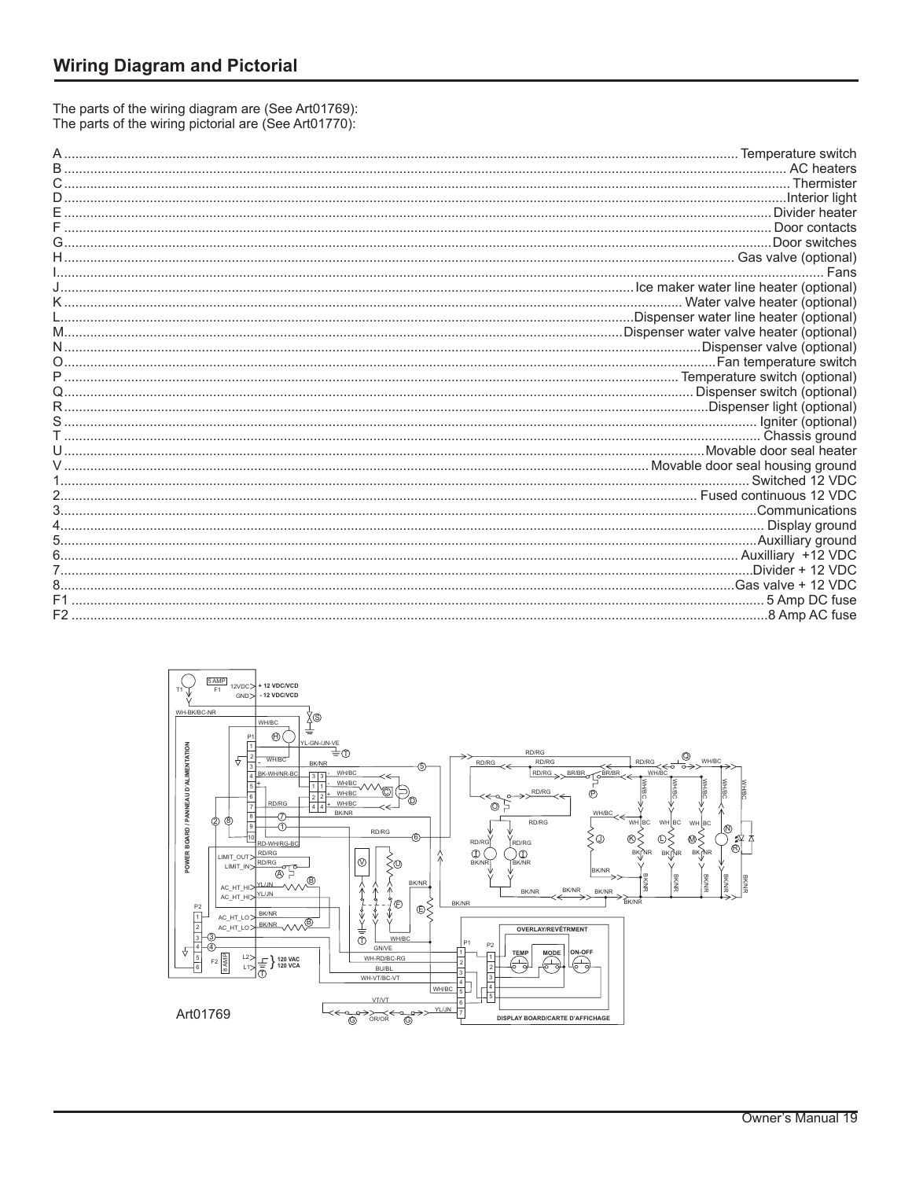## Wiring Diagram and Pictorial

The parts of the wiring diagram are (See Art01769):
The parts of the wiring pictorial are (See Art01770):

A ........ Temperature switch
B ........ AC heaters
C ........ Thermister
D ........ Interior light
E ........ Divider heater
F ........ Door contacts
G ........ Door switches
H ........ Gas valve (optional)
I ........ Fans
J ........ Ice maker water line heater (optional)
K ........ Water valve heater (optional)
L ........ Dispenser water line heater (optional)
M ........ Dispenser water valve heater (optional)
N ........ Dispenser valve (optional)
O ........ Fan temperature switch
P ........ Temperature switch (optional)
Q ........ Dispenser switch (optional)
R ........ Dispenser light (optional)
S ........ Igniter (optional)
T ........ Chassis ground
U ........ Movable door seal heater
V ........ Movable door seal housing ground
1 ........ Switched 12 VDC
2 ........ Fused continuous 12 VDC
3 ........ Communications
4 ........ Display ground
5 ........ Auxilliary ground
6 ........ Auxilliary +12 VDC
7 ........ Divider + 12 VDC
8 ........ Gas valve + 12 VDC
F1 ........ 5 Amp DC fuse
F2 ........ 8 Amp AC fuse

Art01769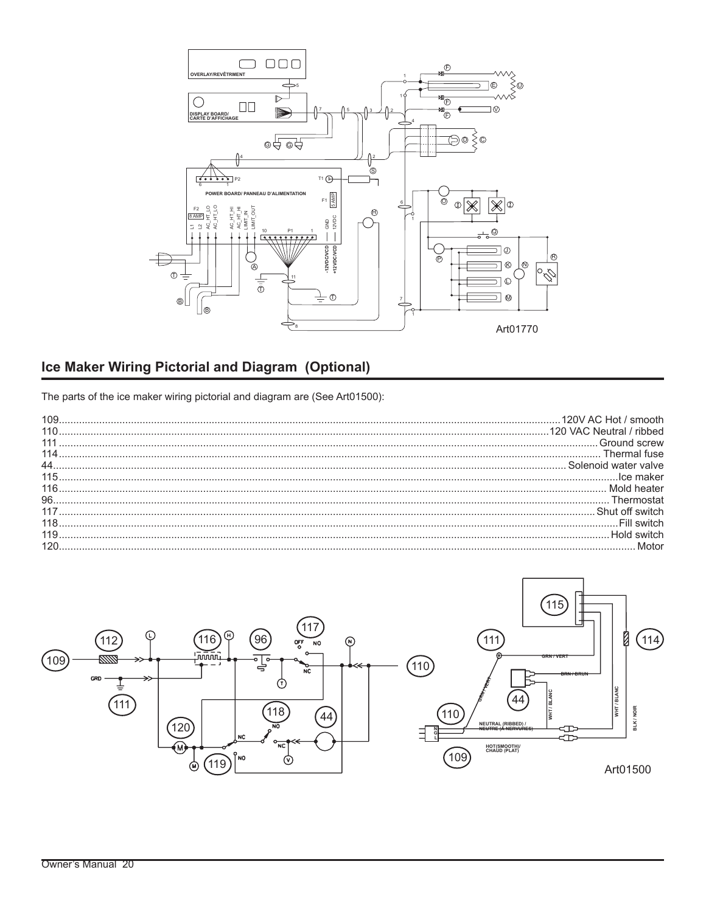Art01770

## Ice Maker Wiring Pictorial and Diagram (Optional)

The parts of the ice maker wiring pictorial and diagram are (See Art01500):

- 109....................120V AC Hot / smooth
- 110....................120 VAC Neutral / ribbed
- 111....................Ground screw
- 114....................Thermal fuse
- 44....................Solenoid water valve
- 115....................Ice maker
- 116....................Mold heater
- 96....................Thermostat
- 117....................Shut off switch
- 118....................Fill switch
- 119....................Hold switch
- 120....................Motor

Art01500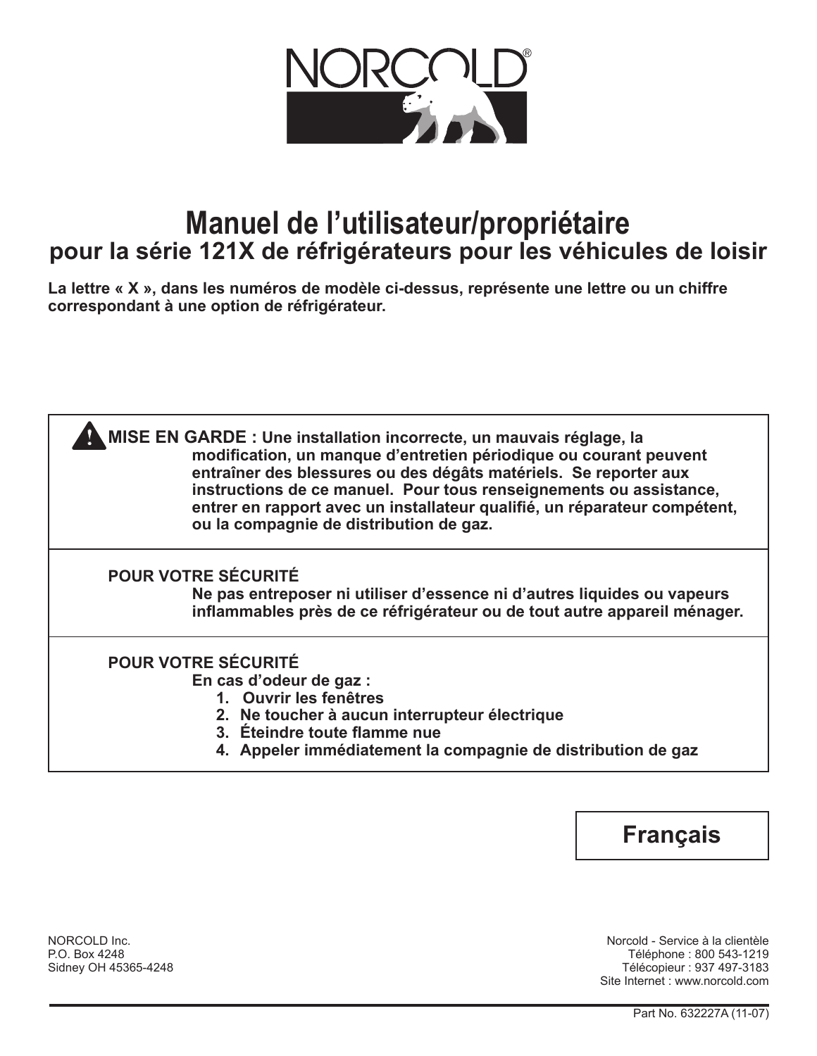NORCOLD®

# Manuel de l'utilisateur/propriétaire

## pour la série 121X de réfrigérateurs pour les véhicules de loisir

**La lettre « X », dans les numéros de modèle ci-dessus, représente une lettre ou un chiffre correspondant à une option de réfrigérateur.**

**⚠ MISE EN GARDE : Une installation incorrecte, un mauvais réglage, la modification, un manque d'entretien périodique ou courant peuvent entraîner des blessures ou des dégâts matériels. Se reporter aux instructions de ce manuel. Pour tous renseignements ou assistance, entrer en rapport avec un installateur qualifié, un réparateur compétent, ou la compagnie de distribution de gaz.**

**POUR VOTRE SÉCURITÉ**

**Ne pas entreposer ni utiliser d'essence ni d'autres liquides ou vapeurs inflammables près de ce réfrigérateur ou de tout autre appareil ménager.**

**POUR VOTRE SÉCURITÉ**

**En cas d'odeur de gaz :**

1. **Ouvrir les fenêtres**
2. **Ne toucher à aucun interrupteur électrique**
3. **Éteindre toute flamme nue**
4. **Appeler immédiatement la compagnie de distribution de gaz**

**Français**

NORCOLD Inc.
P.O. Box 4248
Sidney OH 45365-4248

Norcold - Service à la clientèle
Téléphone : 800 543-1219
Télécopieur : 937 497-3183
Site Internet : www.norcold.com

Part No. 632227A (11-07)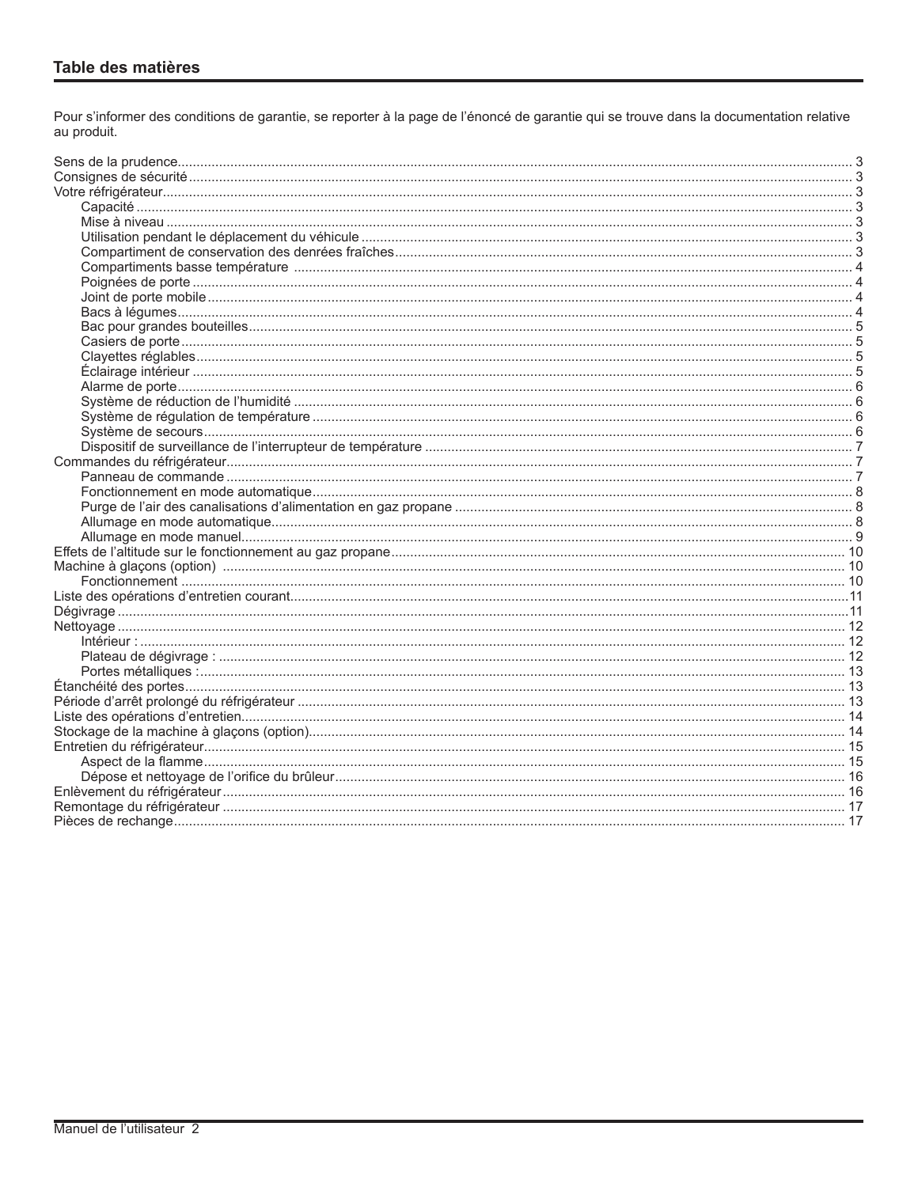## Table des matières

Pour s'informer des conditions de garantie, se reporter à la page de l'énoncé de garantie qui se trouve dans la documentation relative au produit.

- Sens de la prudence ........ 3
- Consignes de sécurité ........ 3
- Votre réfrigérateur ........ 3
  - Capacité ........ 3
  - Mise à niveau ........ 3
  - Utilisation pendant le déplacement du véhicule ........ 3
  - Compartiment de conservation des denrées fraîches ........ 3
  - Compartiments basse température ........ 4
  - Poignées de porte ........ 4
  - Joint de porte mobile ........ 4
  - Bacs à légumes ........ 4
  - Bac pour grandes bouteilles ........ 5
  - Casiers de porte ........ 5
  - Clayettes réglables ........ 5
  - Éclairage intérieur ........ 5
  - Alarme de porte ........ 6
  - Système de réduction de l'humidité ........ 6
  - Système de régulation de température ........ 6
  - Système de secours ........ 6
  - Dispositif de surveillance de l'interrupteur de température ........ 7
- Commandes du réfrigérateur ........ 7
  - Panneau de commande ........ 7
  - Fonctionnement en mode automatique ........ 8
  - Purge de l'air des canalisations d'alimentation en gaz propane ........ 8
  - Allumage en mode automatique ........ 8
  - Allumage en mode manuel ........ 9
- Effets de l'altitude sur le fonctionnement au gaz propane ........ 10
- Machine à glaçons (option) ........ 10
  - Fonctionnement ........ 10
- Liste des opérations d'entretien courant ........ 11
- Dégivrage ........ 11
- Nettoyage ........ 12
  - Intérieur : ........ 12
  - Plateau de dégivrage : ........ 12
  - Portes métalliques : ........ 13
- Étanchéité des portes ........ 13
- Période d'arrêt prolongé du réfrigérateur ........ 13
- Liste des opérations d'entretien ........ 14
- Stockage de la machine à glaçons (option) ........ 14
- Entretien du réfrigérateur ........ 15
  - Aspect de la flamme ........ 15
  - Dépose et nettoyage de l'orifice du brûleur ........ 16
- Enlèvement du réfrigérateur ........ 16
- Remontage du réfrigérateur ........ 17
- Pièces de rechange ........ 17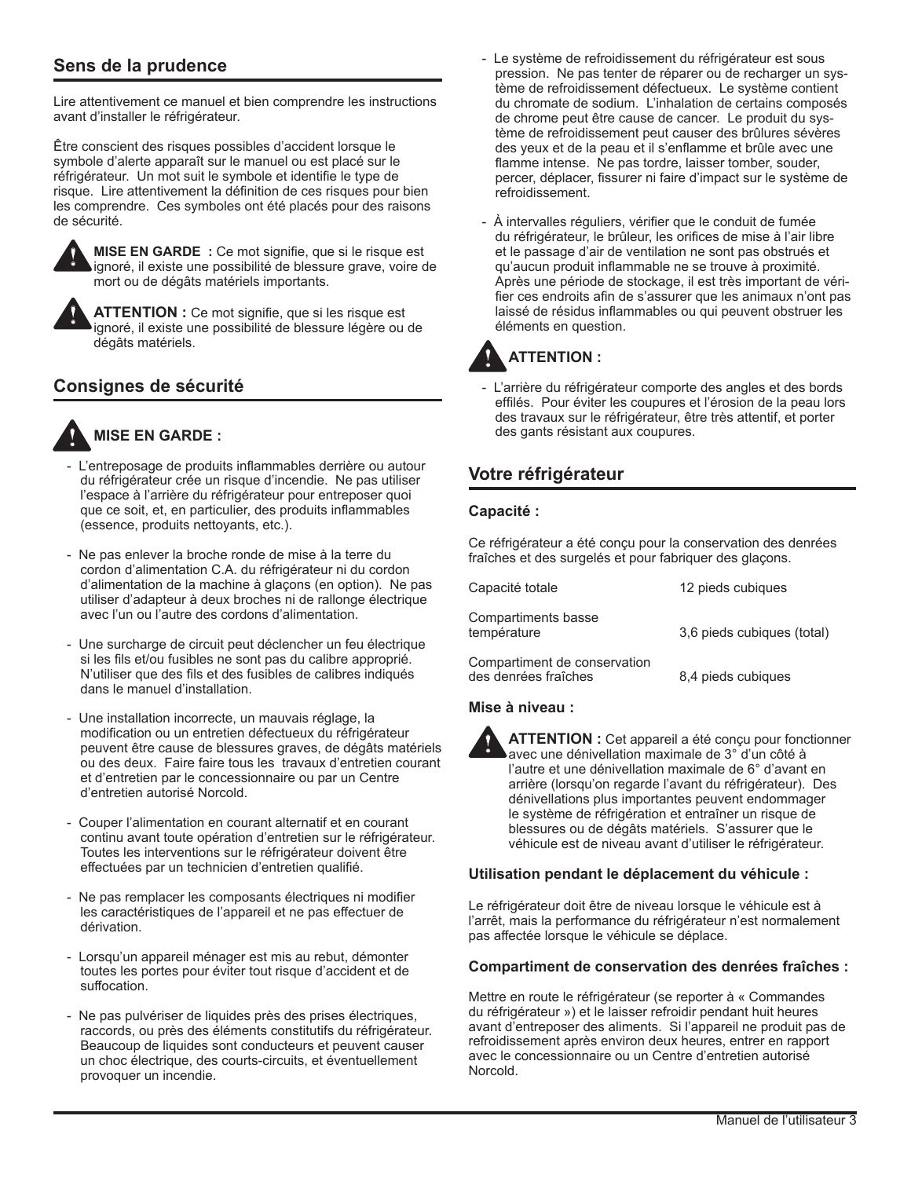## Sens de la prudence

Lire attentivement ce manuel et bien comprendre les instructions avant d'installer le réfrigérateur.

Être conscient des risques possibles d'accident lorsque le symbole d'alerte apparaît sur le manuel ou est placé sur le réfrigérateur. Un mot suit le symbole et identifie le type de risque. Lire attentivement la définition de ces risques pour bien les comprendre. Ces symboles ont été placés pour des raisons de sécurité.

**MISE EN GARDE :** Ce mot signifie, que si le risque est ignoré, il existe une possibilité de blessure grave, voire de mort ou de dégâts matériels importants.

**ATTENTION :** Ce mot signifie, que si les risque est ignoré, il existe une possibilité de blessure légère ou de dégâts matériels.

## Consignes de sécurité

### MISE EN GARDE :

- L'entreposage de produits inflammables derrière ou autour du réfrigérateur crée un risque d'incendie. Ne pas utiliser l'espace à l'arrière du réfrigérateur pour entreposer quoi que ce soit, et, en particulier, des produits inflammables (essence, produits nettoyants, etc.).

- Ne pas enlever la broche ronde de mise à la terre du cordon d'alimentation C.A. du réfrigérateur ni du cordon d'alimentation de la machine à glaçons (en option). Ne pas utiliser d'adapteur à deux broches ni de rallonge électrique avec l'un ou l'autre des cordons d'alimentation.

- Une surcharge de circuit peut déclencher un feu électrique si les fils et/ou fusibles ne sont pas du calibre approprié. N'utiliser que des fils et des fusibles de calibres indiqués dans le manuel d'installation.

- Une installation incorrecte, un mauvais réglage, la modification ou un entretien défectueux du réfrigérateur peuvent être cause de blessures graves, de dégâts matériels ou des deux. Faire faire tous les travaux d'entretien courant et d'entretien par le concessionnaire ou par un Centre d'entretien autorisé Norcold.

- Couper l'alimentation en courant alternatif et en courant continu avant toute opération d'entretien sur le réfrigérateur. Toutes les interventions sur le réfrigérateur doivent être effectuées par un technicien d'entretien qualifié.

- Ne pas remplacer les composants électriques ni modifier les caractéristiques de l'appareil et ne pas effectuer de dérivation.

- Lorsqu'un appareil ménager est mis au rebut, démonter toutes les portes pour éviter tout risque d'accident et de suffocation.

- Ne pas pulvériser de liquides près des prises électriques, raccords, ou près des éléments constitutifs du réfrigérateur. Beaucoup de liquides sont conducteurs et peuvent causer un choc électrique, des courts-circuits, et éventuellement provoquer un incendie.

- Le système de refroidissement du réfrigérateur est sous pression. Ne pas tenter de réparer ou de recharger un système de refroidissement défectueux. Le système contient du chromate de sodium. L'inhalation de certains composés de chrome peut être cause de cancer. Le produit du système de refroidissement peut causer des brûlures sévères des yeux et de la peau et il s'enflamme et brûle avec une flamme intense. Ne pas tordre, laisser tomber, souder, percer, déplacer, fissurer ni faire d'impact sur le système de refroidissement.

- À intervalles réguliers, vérifier que le conduit de fumée du réfrigérateur, le brûleur, les orifices de mise à l'air libre et le passage d'air de ventilation ne sont pas obstrués et qu'aucun produit inflammable ne se trouve à proximité. Après une période de stockage, il est très important de vérifier ces endroits afin de s'assurer que les animaux n'ont pas laissé de résidus inflammables ou qui peuvent obstruer les éléments en question.

### ATTENTION :

- L'arrière du réfrigérateur comporte des angles et des bords effilés. Pour éviter les coupures et l'érosion de la peau lors des travaux sur le réfrigérateur, être très attentif, et porter des gants résistant aux coupures.

## Votre réfrigérateur

### Capacité :

Ce réfrigérateur a été conçu pour la conservation des denrées fraîches et des surgelés et pour fabriquer des glaçons.

| | |
|---|---|
| Capacité totale | 12 pieds cubiques |
| Compartiments basse température | 3,6 pieds cubiques (total) |
| Compartiment de conservation des denrées fraîches | 8,4 pieds cubiques |

### Mise à niveau :

**ATTENTION :** Cet appareil a été conçu pour fonctionner avec une dénivellation maximale de 3° d'un côté à l'autre et une dénivellation maximale de 6° d'avant en arrière (lorsqu'on regarde l'avant du réfrigérateur). Des dénivellations plus importantes peuvent endommager le système de réfrigération et entraîner un risque de blessures ou de dégâts matériels. S'assurer que le véhicule est de niveau avant d'utiliser le réfrigérateur.

### Utilisation pendant le déplacement du véhicule :

Le réfrigérateur doit être de niveau lorsque le véhicule est à l'arrêt, mais la performance du réfrigérateur n'est normalement pas affectée lorsque le véhicule se déplace.

### Compartiment de conservation des denrées fraîches :

Mettre en route le réfrigérateur (se reporter à « Commandes du réfrigérateur ») et le laisser refroidir pendant huit heures avant d'entreposer des aliments. Si l'appareil ne produit pas de refroidissement après environ deux heures, entrer en rapport avec le concessionnaire ou un Centre d'entretien autorisé Norcold.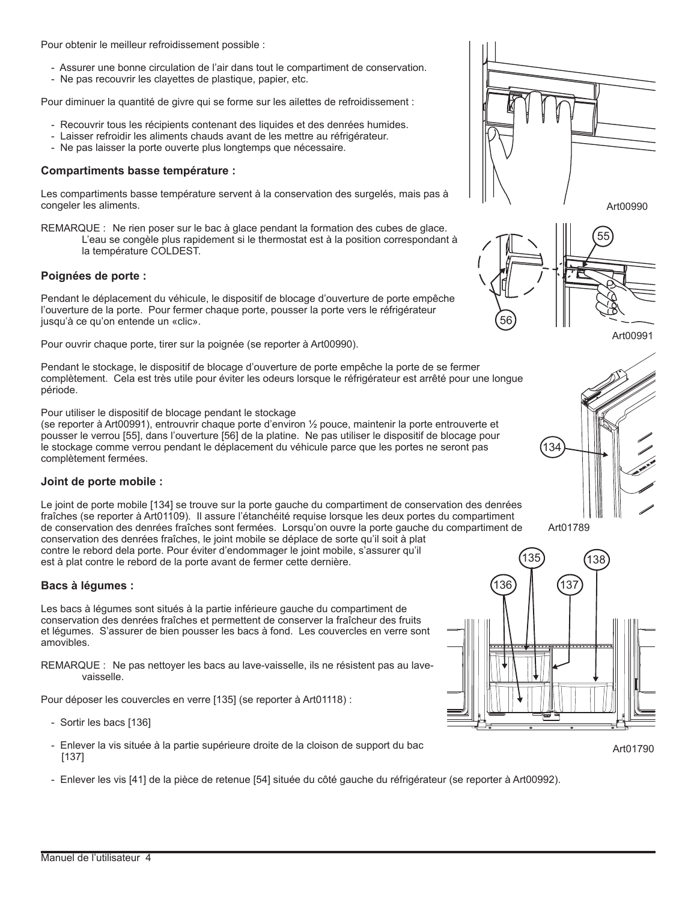Pour obtenir le meilleur refroidissement possible :

- Assurer une bonne circulation de l'air dans tout le compartiment de conservation.
- Ne pas recouvrir les clayettes de plastique, papier, etc.

Pour diminuer la quantité de givre qui se forme sur les ailettes de refroidissement :

- Recouvrir tous les récipients contenant des liquides et des denrées humides.
- Laisser refroidir les aliments chauds avant de les mettre au réfrigérateur.
- Ne pas laisser la porte ouverte plus longtemps que nécessaire.

### Compartiments basse température :

Les compartiments basse température servent à la conservation des surgelés, mais pas à congeler les aliments.

REMARQUE : Ne rien poser sur le bac à glace pendant la formation des cubes de glace. L'eau se congèle plus rapidement si le thermostat est à la position correspondant à la température COLDEST.

### Poignées de porte :

Pendant le déplacement du véhicule, le dispositif de blocage d'ouverture de porte empêche l'ouverture de la porte. Pour fermer chaque porte, pousser la porte vers le réfrigérateur jusqu'à ce qu'on entende un «clic».

Pour ouvrir chaque porte, tirer sur la poignée (se reporter à Art00990).

Art00990

Pendant le stockage, le dispositif de blocage d'ouverture de porte empêche la porte de se fermer complètement. Cela est très utile pour éviter les odeurs lorsque le réfrigérateur est arrêté pour une longue période.

Pour utiliser le dispositif de blocage pendant le stockage
(se reporter à Art00991), entrouvrir chaque porte d'environ ½ pouce, maintenir la porte entrouverte et pousser le verrou [55], dans l'ouverture [56] de la platine. Ne pas utiliser le dispositif de blocage pour le stockage comme verrou pendant le déplacement du véhicule parce que les portes ne seront pas complètement fermées.

Art00991

### Joint de porte mobile :

Le joint de porte mobile [134] se trouve sur la porte gauche du compartiment de conservation des denrées fraîches (se reporter à Art01109). Il assure l'étanchéité requise lorsque les deux portes du compartiment de conservation des denrées fraîches sont fermées. Lorsqu'on ouvre la porte gauche du compartiment de conservation des denrées fraîches, le joint mobile se déplace de sorte qu'il soit à plat contre le rebord dela porte. Pour éviter d'endommager le joint mobile, s'assurer qu'il est à plat contre le rebord de la porte avant de fermer cette dernière.

Art01789

### Bacs à légumes :

Les bacs à légumes sont situés à la partie inférieure gauche du compartiment de conservation des denrées fraîches et permettent de conserver la fraîcheur des fruits et légumes. S'assurer de bien pousser les bacs à fond. Les couvercles en verre sont amovibles.

REMARQUE : Ne pas nettoyer les bacs au lave-vaisselle, ils ne résistent pas au lave-vaisselle.

Pour déposer les couvercles en verre [135] (se reporter à Art01118) :

- Sortir les bacs [136]
- Enlever la vis située à la partie supérieure droite de la cloison de support du bac [137]
- Enlever les vis [41] de la pièce de retenue [54] située du côté gauche du réfrigérateur (se reporter à Art00992).

Art01790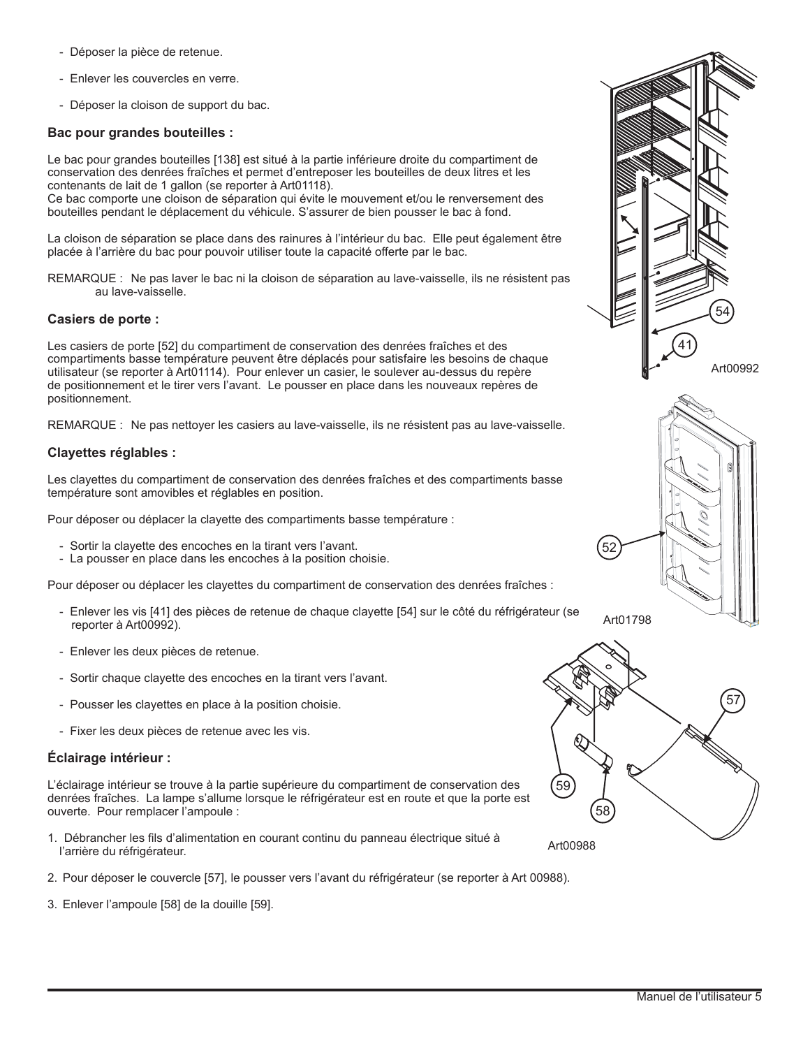- Déposer la pièce de retenue.

- Enlever les couvercles en verre.

- Déposer la cloison de support du bac.

### Bac pour grandes bouteilles :

Le bac pour grandes bouteilles [138] est situé à la partie inférieure droite du compartiment de conservation des denrées fraîches et permet d'entreposer les bouteilles de deux litres et les contenants de lait de 1 gallon (se reporter à Art01118).
Ce bac comporte une cloison de séparation qui évite le mouvement et/ou le renversement des bouteilles pendant le déplacement du véhicule. S'assurer de bien pousser le bac à fond.

La cloison de séparation se place dans des rainures à l'intérieur du bac. Elle peut également être placée à l'arrière du bac pour pouvoir utiliser toute la capacité offerte par le bac.

REMARQUE : Ne pas laver le bac ni la cloison de séparation au lave-vaisselle, ils ne résistent pas au lave-vaisselle.

### Casiers de porte :

Les casiers de porte [52] du compartiment de conservation des denrées fraîches et des compartiments basse température peuvent être déplacés pour satisfaire les besoins de chaque utilisateur (se reporter à Art01114). Pour enlever un casier, le soulever au-dessus du repère de positionnement et le tirer vers l'avant. Le pousser en place dans les nouveaux repères de positionnement.

REMARQUE : Ne pas nettoyer les casiers au lave-vaisselle, ils ne résistent pas au lave-vaisselle.

### Clayettes réglables :

Les clayettes du compartiment de conservation des denrées fraîches et des compartiments basse température sont amovibles et réglables en position.

Pour déposer ou déplacer la clayette des compartiments basse température :

- Sortir la clayette des encoches en la tirant vers l'avant.
- La pousser en place dans les encoches à la position choisie.

Pour déposer ou déplacer les clayettes du compartiment de conservation des denrées fraîches :

- Enlever les vis [41] des pièces de retenue de chaque clayette [54] sur le côté du réfrigérateur (se reporter à Art00992).

- Enlever les deux pièces de retenue.

- Sortir chaque clayette des encoches en la tirant vers l'avant.

- Pousser les clayettes en place à la position choisie.

- Fixer les deux pièces de retenue avec les vis.

54
41
Art00992

52
Art01798

57
59
58
Art00988

### Éclairage intérieur :

L'éclairage intérieur se trouve à la partie supérieure du compartiment de conservation des denrées fraîches. La lampe s'allume lorsque le réfrigérateur est en route et que la porte est ouverte. Pour remplacer l'ampoule :

1. Débrancher les fils d'alimentation en courant continu du panneau électrique situé à l'arrière du réfrigérateur.

2. Pour déposer le couvercle [57], le pousser vers l'avant du réfrigérateur (se reporter à Art 00988).

3. Enlever l'ampoule [58] de la douille [59].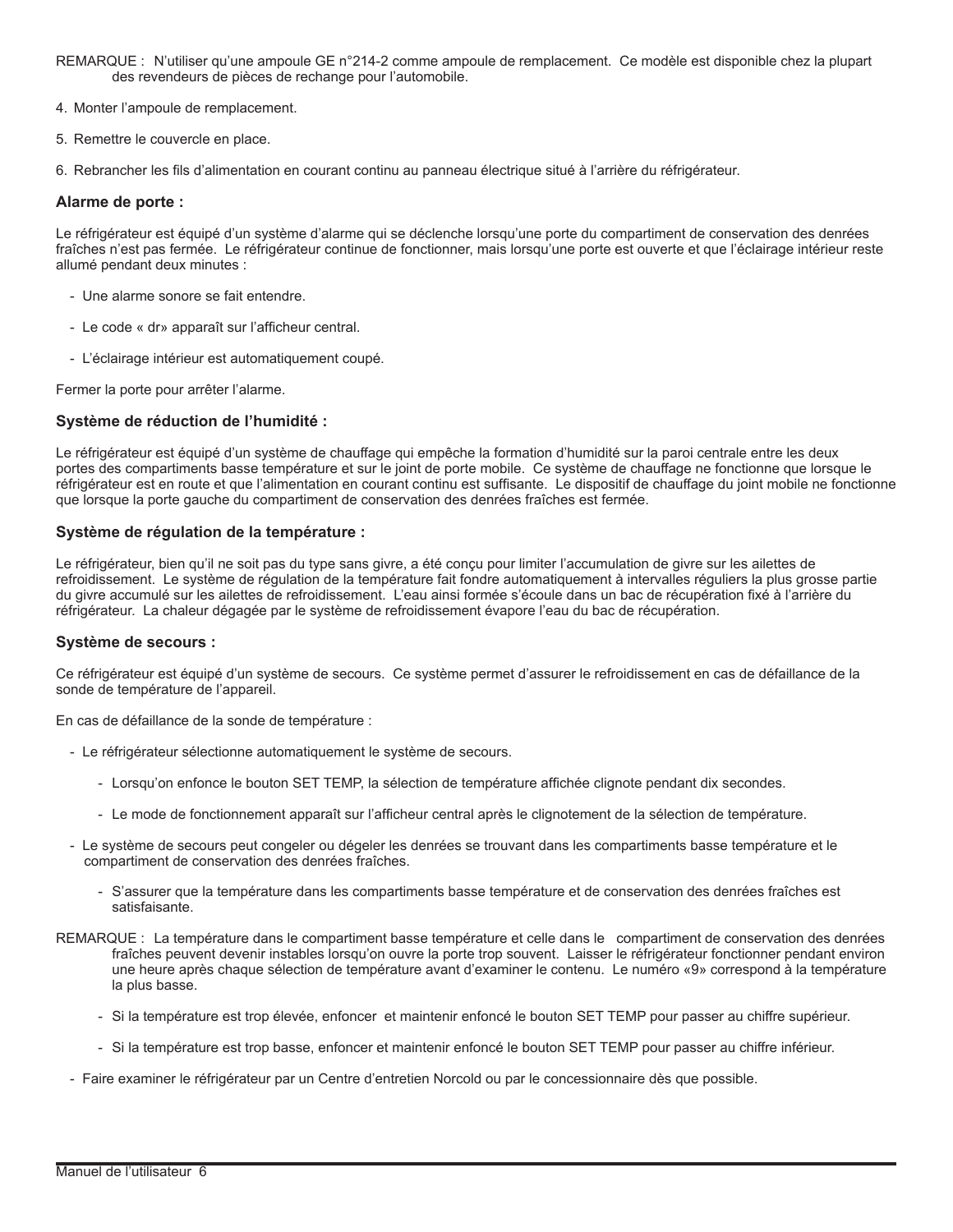REMARQUE : N'utiliser qu'une ampoule GE n°214-2 comme ampoule de remplacement. Ce modèle est disponible chez la plupart des revendeurs de pièces de rechange pour l'automobile.

4. Monter l'ampoule de remplacement.

5. Remettre le couvercle en place.

6. Rebrancher les fils d'alimentation en courant continu au panneau électrique situé à l'arrière du réfrigérateur.

### Alarme de porte :

Le réfrigérateur est équipé d'un système d'alarme qui se déclenche lorsqu'une porte du compartiment de conservation des denrées fraîches n'est pas fermée. Le réfrigérateur continue de fonctionner, mais lorsqu'une porte est ouverte et que l'éclairage intérieur reste allumé pendant deux minutes :

- Une alarme sonore se fait entendre.
- Le code « dr» apparaît sur l'afficheur central.
- L'éclairage intérieur est automatiquement coupé.

Fermer la porte pour arrêter l'alarme.

### Système de réduction de l'humidité :

Le réfrigérateur est équipé d'un système de chauffage qui empêche la formation d'humidité sur la paroi centrale entre les deux portes des compartiments basse température et sur le joint de porte mobile. Ce système de chauffage ne fonctionne que lorsque le réfrigérateur est en route et que l'alimentation en courant continu est suffisante. Le dispositif de chauffage du joint mobile ne fonctionne que lorsque la porte gauche du compartiment de conservation des denrées fraîches est fermée.

### Système de régulation de la température :

Le réfrigérateur, bien qu'il ne soit pas du type sans givre, a été conçu pour limiter l'accumulation de givre sur les ailettes de refroidissement. Le système de régulation de la température fait fondre automatiquement à intervalles réguliers la plus grosse partie du givre accumulé sur les ailettes de refroidissement. L'eau ainsi formée s'écoule dans un bac de récupération fixé à l'arrière du réfrigérateur. La chaleur dégagée par le système de refroidissement évapore l'eau du bac de récupération.

### Système de secours :

Ce réfrigérateur est équipé d'un système de secours. Ce système permet d'assurer le refroidissement en cas de défaillance de la sonde de température de l'appareil.

En cas de défaillance de la sonde de température :

- Le réfrigérateur sélectionne automatiquement le système de secours.
  - Lorsqu'on enfonce le bouton SET TEMP, la sélection de température affichée clignote pendant dix secondes.
  - Le mode de fonctionnement apparaît sur l'afficheur central après le clignotement de la sélection de température.
- Le système de secours peut congeler ou dégeler les denrées se trouvant dans les compartiments basse température et le compartiment de conservation des denrées fraîches.
  - S'assurer que la température dans les compartiments basse température et de conservation des denrées fraîches est satisfaisante.

REMARQUE : La température dans le compartiment basse température et celle dans le compartiment de conservation des denrées fraîches peuvent devenir instables lorsqu'on ouvre la porte trop souvent. Laisser le réfrigérateur fonctionner pendant environ une heure après chaque sélection de température avant d'examiner le contenu. Le numéro «9» correspond à la température la plus basse.

  - Si la température est trop élevée, enfoncer et maintenir enfoncé le bouton SET TEMP pour passer au chiffre supérieur.
  - Si la température est trop basse, enfoncer et maintenir enfoncé le bouton SET TEMP pour passer au chiffre inférieur.
- Faire examiner le réfrigérateur par un Centre d'entretien Norcold ou par le concessionnaire dès que possible.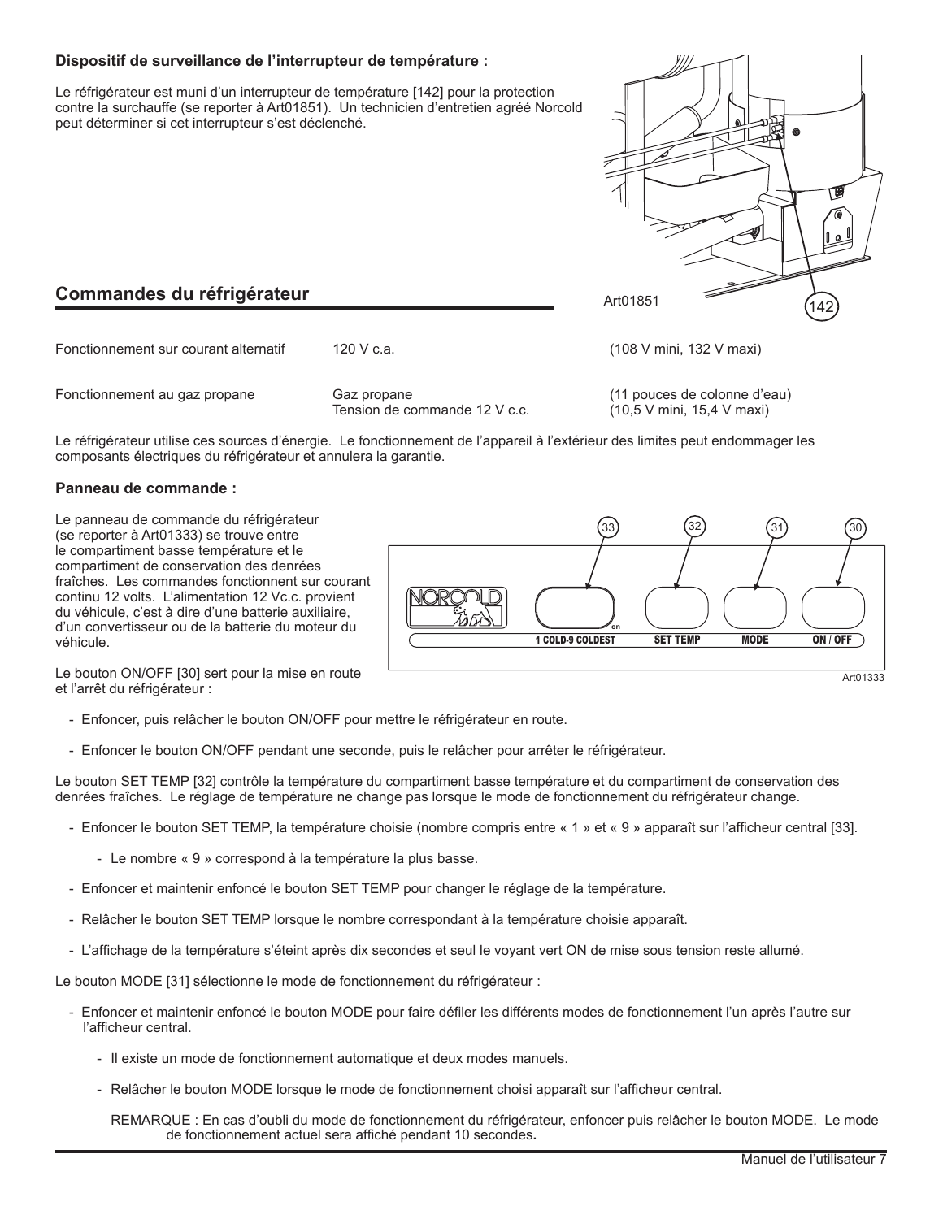### Dispositif de surveillance de l'interrupteur de température :

Le réfrigérateur est muni d'un interrupteur de température [142] pour la protection contre la surchauffe (se reporter à Art01851). Un technicien d'entretien agréé Norcold peut déterminer si cet interrupteur s'est déclenché.

Art01851

## Commandes du réfrigérateur

| | | |
|---|---|---|
| Fonctionnement sur courant alternatif | 120 V c.a. | (108 V mini, 132 V maxi) |
| Fonctionnement au gaz propane | Gaz propane<br>Tension de commande 12 V c.c. | (11 pouces de colonne d'eau)<br>(10,5 V mini, 15,4 V maxi) |

Le réfrigérateur utilise ces sources d'énergie. Le fonctionnement de l'appareil à l'extérieur des limites peut endommager les composants électriques du réfrigérateur et annulera la garantie.

### Panneau de commande :

Le panneau de commande du réfrigérateur (se reporter à Art01333) se trouve entre le compartiment basse température et le compartiment de conservation des denrées fraîches. Les commandes fonctionnent sur courant continu 12 volts. L'alimentation 12 Vc.c. provient du véhicule, c'est à dire d'une batterie auxiliaire, d'un convertisseur ou de la batterie du moteur du véhicule.

Art01333

Le bouton ON/OFF [30] sert pour la mise en route et l'arrêt du réfrigérateur :

- Enfoncer, puis relâcher le bouton ON/OFF pour mettre le réfrigérateur en route.
- Enfoncer le bouton ON/OFF pendant une seconde, puis le relâcher pour arrêter le réfrigérateur.

Le bouton SET TEMP [32] contrôle la température du compartiment basse température et du compartiment de conservation des denrées fraîches. Le réglage de température ne change pas lorsque le mode de fonctionnement du réfrigérateur change.

- Enfoncer le bouton SET TEMP, la température choisie (nombre compris entre « 1 » et « 9 » apparaît sur l'afficheur central [33].
  - Le nombre « 9 » correspond à la température la plus basse.
- Enfoncer et maintenir enfoncé le bouton SET TEMP pour changer le réglage de la température.
- Relâcher le bouton SET TEMP lorsque le nombre correspondant à la température choisie apparaît.
- L'affichage de la température s'éteint après dix secondes et seul le voyant vert ON de mise sous tension reste allumé.

Le bouton MODE [31] sélectionne le mode de fonctionnement du réfrigérateur :

- Enfoncer et maintenir enfoncé le bouton MODE pour faire défiler les différents modes de fonctionnement l'un après l'autre sur l'afficheur central.
  - Il existe un mode de fonctionnement automatique et deux modes manuels.
  - Relâcher le bouton MODE lorsque le mode de fonctionnement choisi apparaît sur l'afficheur central.

  REMARQUE : En cas d'oubli du mode de fonctionnement du réfrigérateur, enfoncer puis relâcher le bouton MODE. Le mode de fonctionnement actuel sera affiché pendant 10 secondes**.**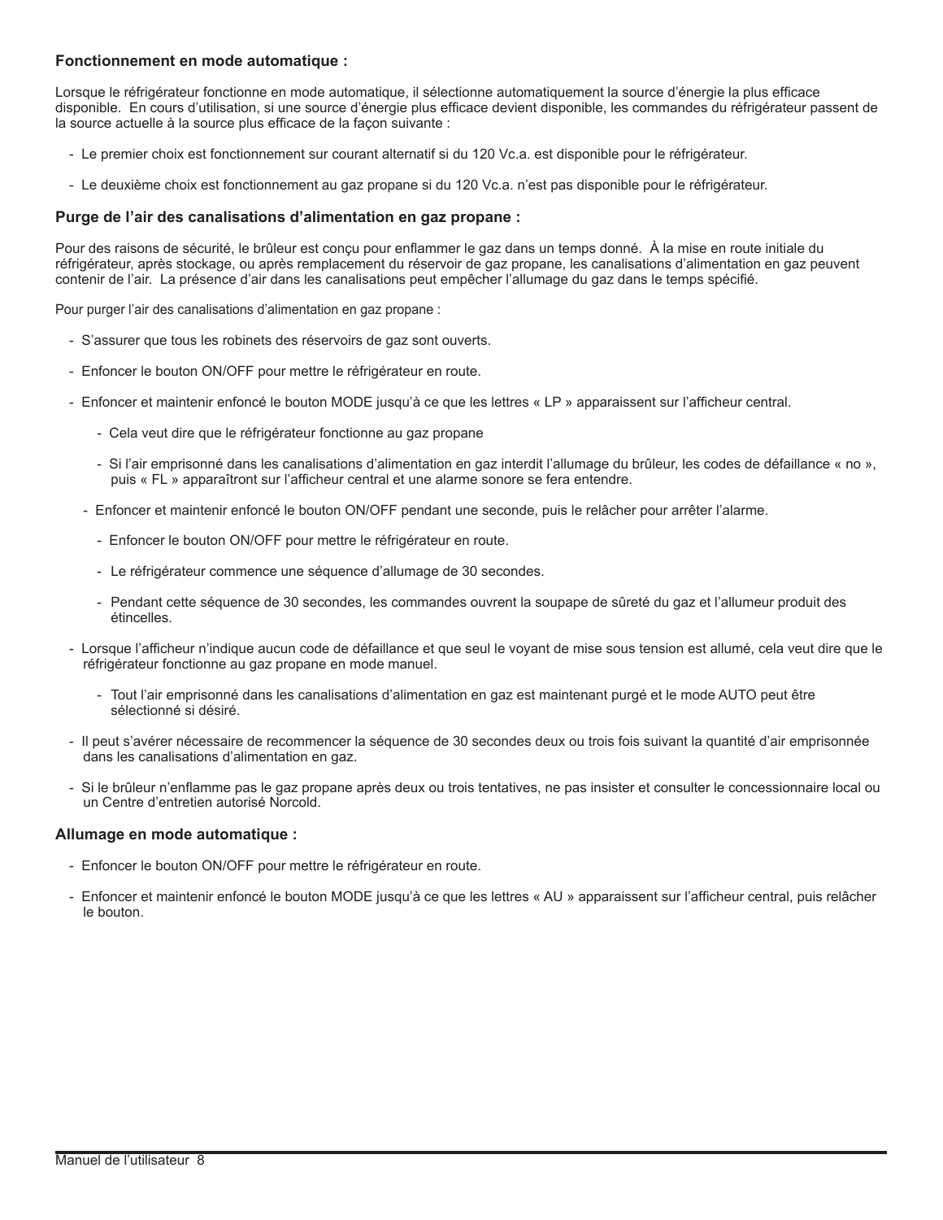### Fonctionnement en mode automatique :

Lorsque le réfrigérateur fonctionne en mode automatique, il sélectionne automatiquement la source d'énergie la plus efficace disponible. En cours d'utilisation, si une source d'énergie plus efficace devient disponible, les commandes du réfrigérateur passent de la source actuelle à la source plus efficace de la façon suivante :

- Le premier choix est fonctionnement sur courant alternatif si du 120 Vc.a. est disponible pour le réfrigérateur.
- Le deuxième choix est fonctionnement au gaz propane si du 120 Vc.a. n'est pas disponible pour le réfrigérateur.

### Purge de l'air des canalisations d'alimentation en gaz propane :

Pour des raisons de sécurité, le brûleur est conçu pour enflammer le gaz dans un temps donné. À la mise en route initiale du réfrigérateur, après stockage, ou après remplacement du réservoir de gaz propane, les canalisations d'alimentation en gaz peuvent contenir de l'air. La présence d'air dans les canalisations peut empêcher l'allumage du gaz dans le temps spécifié.

Pour purger l'air des canalisations d'alimentation en gaz propane :

- S'assurer que tous les robinets des réservoirs de gaz sont ouverts.
- Enfoncer le bouton ON/OFF pour mettre le réfrigérateur en route.
- Enfoncer et maintenir enfoncé le bouton MODE jusqu'à ce que les lettres « LP » apparaissent sur l'afficheur central.
  - Cela veut dire que le réfrigérateur fonctionne au gaz propane
  - Si l'air emprisonné dans les canalisations d'alimentation en gaz interdit l'allumage du brûleur, les codes de défaillance « no », puis « FL » apparaîtront sur l'afficheur central et une alarme sonore se fera entendre.
  - Enfoncer et maintenir enfoncé le bouton ON/OFF pendant une seconde, puis le relâcher pour arrêter l'alarme.
  - Enfoncer le bouton ON/OFF pour mettre le réfrigérateur en route.
  - Le réfrigérateur commence une séquence d'allumage de 30 secondes.
  - Pendant cette séquence de 30 secondes, les commandes ouvrent la soupape de sûreté du gaz et l'allumeur produit des étincelles.
- Lorsque l'afficheur n'indique aucun code de défaillance et que seul le voyant de mise sous tension est allumé, cela veut dire que le réfrigérateur fonctionne au gaz propane en mode manuel.
  - Tout l'air emprisonné dans les canalisations d'alimentation en gaz est maintenant purgé et le mode AUTO peut être sélectionné si désiré.
- Il peut s'avérer nécessaire de recommencer la séquence de 30 secondes deux ou trois fois suivant la quantité d'air emprisonnée dans les canalisations d'alimentation en gaz.
- Si le brûleur n'enflamme pas le gaz propane après deux ou trois tentatives, ne pas insister et consulter le concessionnaire local ou un Centre d'entretien autorisé Norcold.

### Allumage en mode automatique :

- Enfoncer le bouton ON/OFF pour mettre le réfrigérateur en route.
- Enfoncer et maintenir enfoncé le bouton MODE jusqu'à ce que les lettres « AU » apparaissent sur l'afficheur central, puis relâcher le bouton.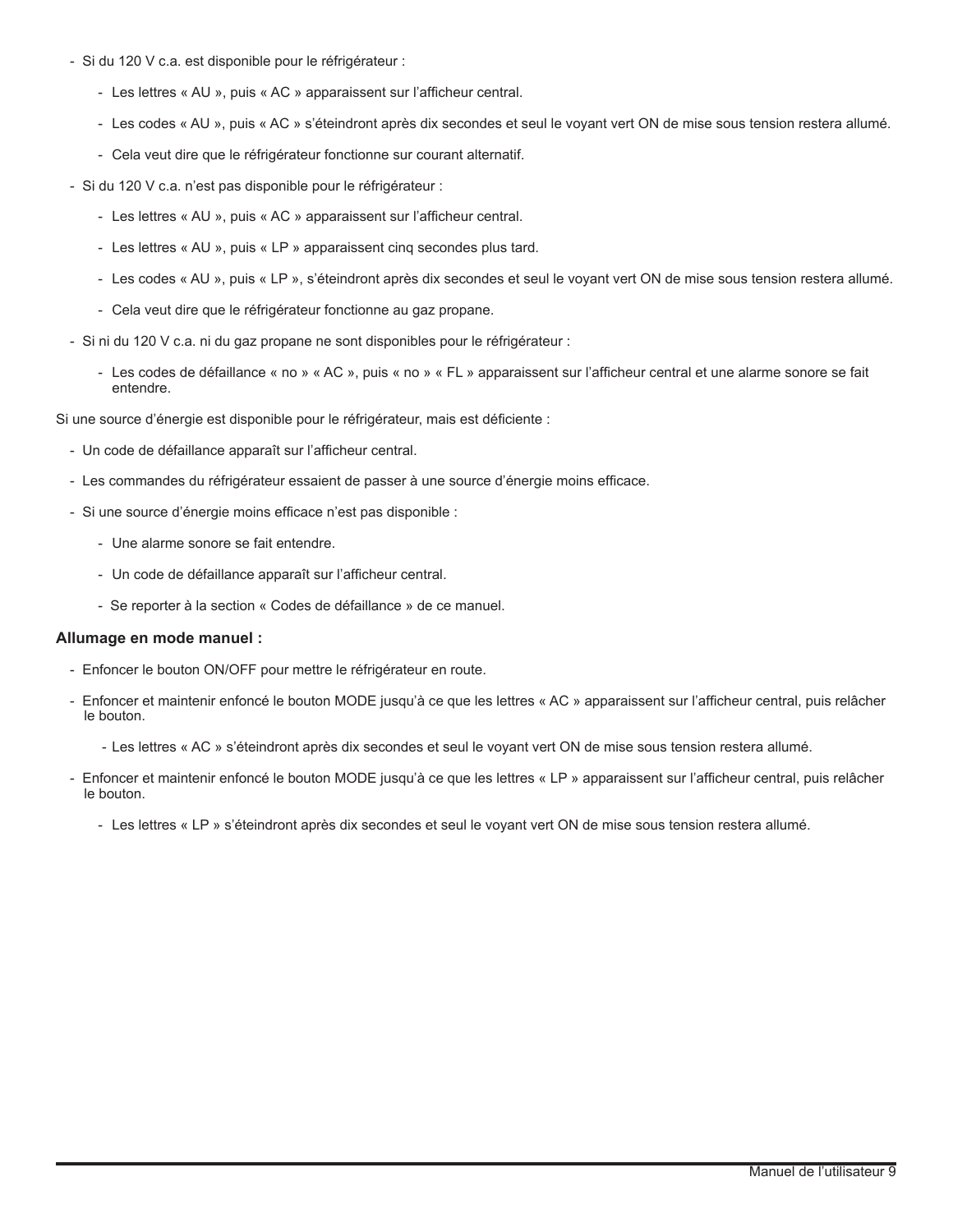- Si du 120 V c.a. est disponible pour le réfrigérateur :
  - Les lettres « AU », puis « AC » apparaissent sur l’afficheur central.
  - Les codes « AU », puis « AC » s’éteindront après dix secondes et seul le voyant vert ON de mise sous tension restera allumé.
  - Cela veut dire que le réfrigérateur fonctionne sur courant alternatif.
- Si du 120 V c.a. n’est pas disponible pour le réfrigérateur :
  - Les lettres « AU », puis « AC » apparaissent sur l’afficheur central.
  - Les lettres « AU », puis « LP » apparaissent cinq secondes plus tard.
  - Les codes « AU », puis « LP », s’éteindront après dix secondes et seul le voyant vert ON de mise sous tension restera allumé.
  - Cela veut dire que le réfrigérateur fonctionne au gaz propane.
- Si ni du 120 V c.a. ni du gaz propane ne sont disponibles pour le réfrigérateur :
  - Les codes de défaillance « no » « AC », puis « no » « FL » apparaissent sur l’afficheur central et une alarme sonore se fait entendre.

Si une source d’énergie est disponible pour le réfrigérateur, mais est déficiente :

- Un code de défaillance apparaît sur l’afficheur central.
- Les commandes du réfrigérateur essaient de passer à une source d’énergie moins efficace.
- Si une source d’énergie moins efficace n’est pas disponible :
  - Une alarme sonore se fait entendre.
  - Un code de défaillance apparaît sur l’afficheur central.
  - Se reporter à la section « Codes de défaillance » de ce manuel.

**Allumage en mode manuel :**

- Enfoncer le bouton ON/OFF pour mettre le réfrigérateur en route.
- Enfoncer et maintenir enfoncé le bouton MODE jusqu’à ce que les lettres « AC » apparaissent sur l’afficheur central, puis relâcher le bouton.
  - Les lettres « AC » s’éteindront après dix secondes et seul le voyant vert ON de mise sous tension restera allumé.
- Enfoncer et maintenir enfoncé le bouton MODE jusqu’à ce que les lettres « LP » apparaissent sur l’afficheur central, puis relâcher le bouton.
  - Les lettres « LP » s’éteindront après dix secondes et seul le voyant vert ON de mise sous tension restera allumé.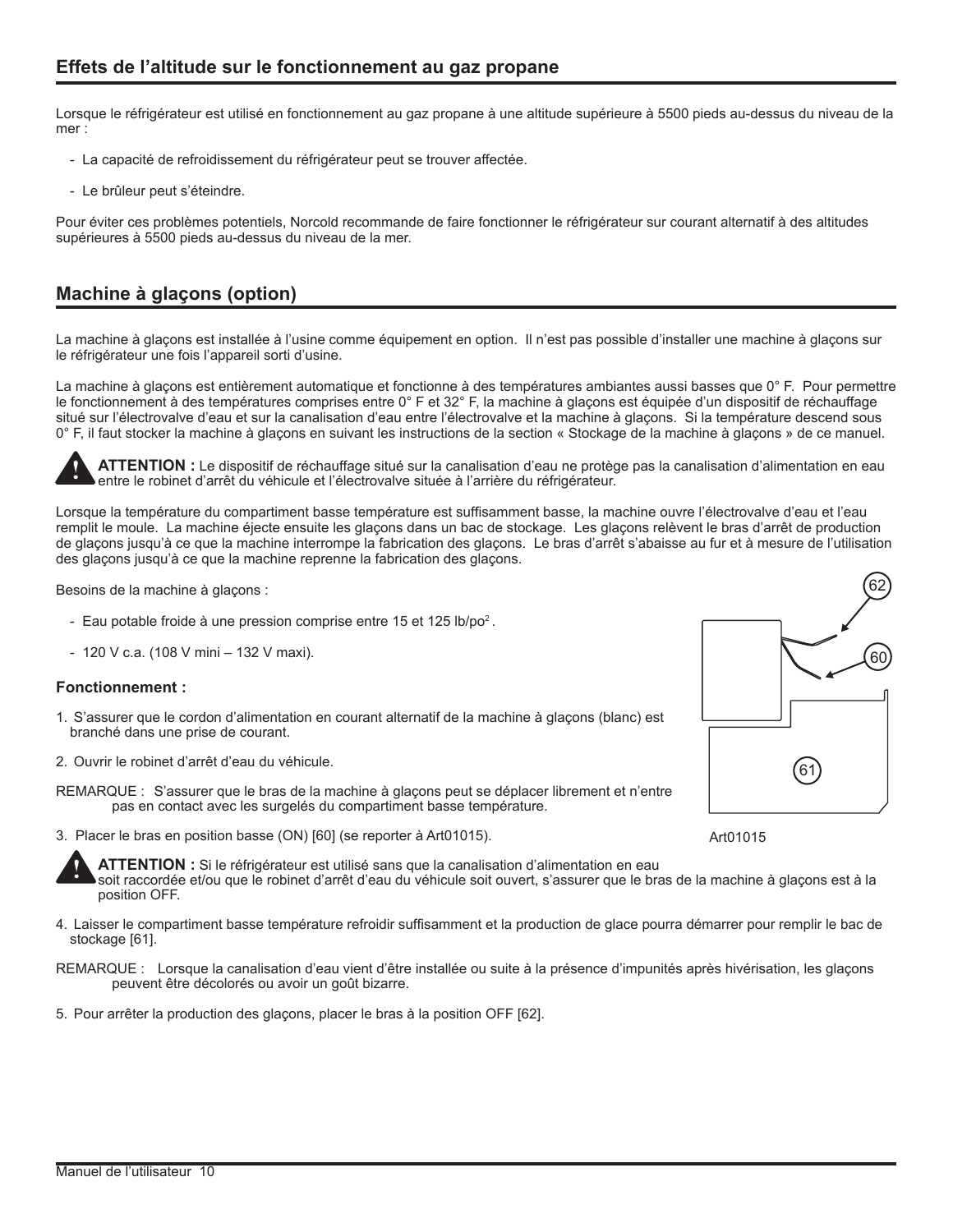## Effets de l’altitude sur le fonctionnement au gaz propane

Lorsque le réfrigérateur est utilisé en fonctionnement au gaz propane à une altitude supérieure à 5500 pieds au-dessus du niveau de la mer :

- La capacité de refroidissement du réfrigérateur peut se trouver affectée.
- Le brûleur peut s’éteindre.

Pour éviter ces problèmes potentiels, Norcold recommande de faire fonctionner le réfrigérateur sur courant alternatif à des altitudes supérieures à 5500 pieds au-dessus du niveau de la mer.

## Machine à glaçons (option)

La machine à glaçons est installée à l’usine comme équipement en option. Il n’est pas possible d’installer une machine à glaçons sur le réfrigérateur une fois l’appareil sorti d’usine.

La machine à glaçons est entièrement automatique et fonctionne à des températures ambiantes aussi basses que 0° F. Pour permettre le fonctionnement à des températures comprises entre 0° F et 32° F, la machine à glaçons est équipée d’un dispositif de réchauffage situé sur l’électrovalve d’eau et sur la canalisation d’eau entre l’électrovalve et la machine à glaçons. Si la température descend sous 0° F, il faut stocker la machine à glaçons en suivant les instructions de la section « Stockage de la machine à glaçons » de ce manuel.

**ATTENTION :** Le dispositif de réchauffage situé sur la canalisation d’eau ne protège pas la canalisation d’alimentation en eau entre le robinet d’arrêt du véhicule et l’électrovalve située à l’arrière du réfrigérateur.

Lorsque la température du compartiment basse température est suffisamment basse, la machine ouvre l’électrovalve d’eau et l’eau remplit le moule. La machine éjecte ensuite les glaçons dans un bac de stockage. Les glaçons relèvent le bras d’arrêt de production de glaçons jusqu’à ce que la machine interrompe la fabrication des glaçons. Le bras d’arrêt s’abaisse au fur et à mesure de l’utilisation des glaçons jusqu’à ce que la machine reprenne la fabrication des glaçons.

Besoins de la machine à glaçons :

- Eau potable froide à une pression comprise entre 15 et 125 lb/po$^2$.
- 120 V c.a. (108 V mini – 132 V maxi).

### Fonctionnement :

1. S’assurer que le cordon d’alimentation en courant alternatif de la machine à glaçons (blanc) est branché dans une prise de courant.
2. Ouvrir le robinet d’arrêt d’eau du véhicule.

REMARQUE : S’assurer que le bras de la machine à glaçons peut se déplacer librement et n’entre pas en contact avec les surgelés du compartiment basse température.

3. Placer le bras en position basse (ON) [60] (se reporter à Art01015).

62

60

61

Art01015

**ATTENTION :** Si le réfrigérateur est utilisé sans que la canalisation d’alimentation en eau soit raccordée et/ou que le robinet d’arrêt d’eau du véhicule soit ouvert, s’assurer que le bras de la machine à glaçons est à la position OFF.

4. Laisser le compartiment basse température refroidir suffisamment et la production de glace pourra démarrer pour remplir le bac de stockage [61].

REMARQUE : Lorsque la canalisation d’eau vient d’être installée ou suite à la présence d’impunités après hivérisation, les glaçons peuvent être décolorés ou avoir un goût bizarre.

5. Pour arrêter la production des glaçons, placer le bras à la position OFF [62].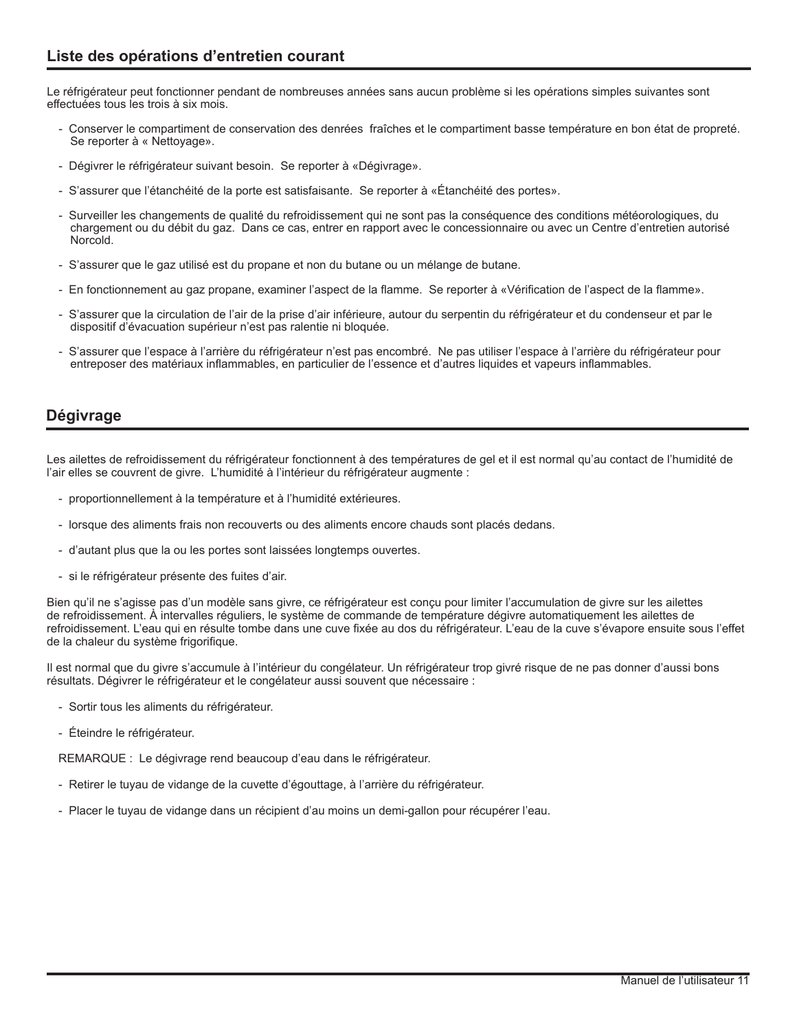## Liste des opérations d'entretien courant

Le réfrigérateur peut fonctionner pendant de nombreuses années sans aucun problème si les opérations simples suivantes sont effectuées tous les trois à six mois.

- Conserver le compartiment de conservation des denrées fraîches et le compartiment basse température en bon état de propreté. Se reporter à « Nettoyage».
- Dégivrer le réfrigérateur suivant besoin. Se reporter à «Dégivrage».
- S'assurer que l'étanchéité de la porte est satisfaisante. Se reporter à «Étanchéité des portes».
- Surveiller les changements de qualité du refroidissement qui ne sont pas la conséquence des conditions météorologiques, du chargement ou du débit du gaz. Dans ce cas, entrer en rapport avec le concessionnaire ou avec un Centre d'entretien autorisé Norcold.
- S'assurer que le gaz utilisé est du propane et non du butane ou un mélange de butane.
- En fonctionnement au gaz propane, examiner l'aspect de la flamme. Se reporter à «Vérification de l'aspect de la flamme».
- S'assurer que la circulation de l'air de la prise d'air inférieure, autour du serpentin du réfrigérateur et du condenseur et par le dispositif d'évacuation supérieur n'est pas ralentie ni bloquée.
- S'assurer que l'espace à l'arrière du réfrigérateur n'est pas encombré. Ne pas utiliser l'espace à l'arrière du réfrigérateur pour entreposer des matériaux inflammables, en particulier de l'essence et d'autres liquides et vapeurs inflammables.

## Dégivrage

Les ailettes de refroidissement du réfrigérateur fonctionnent à des températures de gel et il est normal qu'au contact de l'humidité de l'air elles se couvrent de givre. L'humidité à l'intérieur du réfrigérateur augmente :

- proportionnellement à la température et à l'humidité extérieures.
- lorsque des aliments frais non recouverts ou des aliments encore chauds sont placés dedans.
- d'autant plus que la ou les portes sont laissées longtemps ouvertes.
- si le réfrigérateur présente des fuites d'air.

Bien qu'il ne s'agisse pas d'un modèle sans givre, ce réfrigérateur est conçu pour limiter l'accumulation de givre sur les ailettes de refroidissement. À intervalles réguliers, le système de commande de température dégivre automatiquement les ailettes de refroidissement. L'eau qui en résulte tombe dans une cuve fixée au dos du réfrigérateur. L'eau de la cuve s'évapore ensuite sous l'effet de la chaleur du système frigorifique.

Il est normal que du givre s'accumule à l'intérieur du congélateur. Un réfrigérateur trop givré risque de ne pas donner d'aussi bons résultats. Dégivrer le réfrigérateur et le congélateur aussi souvent que nécessaire :

- Sortir tous les aliments du réfrigérateur.
- Éteindre le réfrigérateur.

REMARQUE : Le dégivrage rend beaucoup d'eau dans le réfrigérateur.

- Retirer le tuyau de vidange de la cuvette d'égouttage, à l'arrière du réfrigérateur.
- Placer le tuyau de vidange dans un récipient d'au moins un demi-gallon pour récupérer l'eau.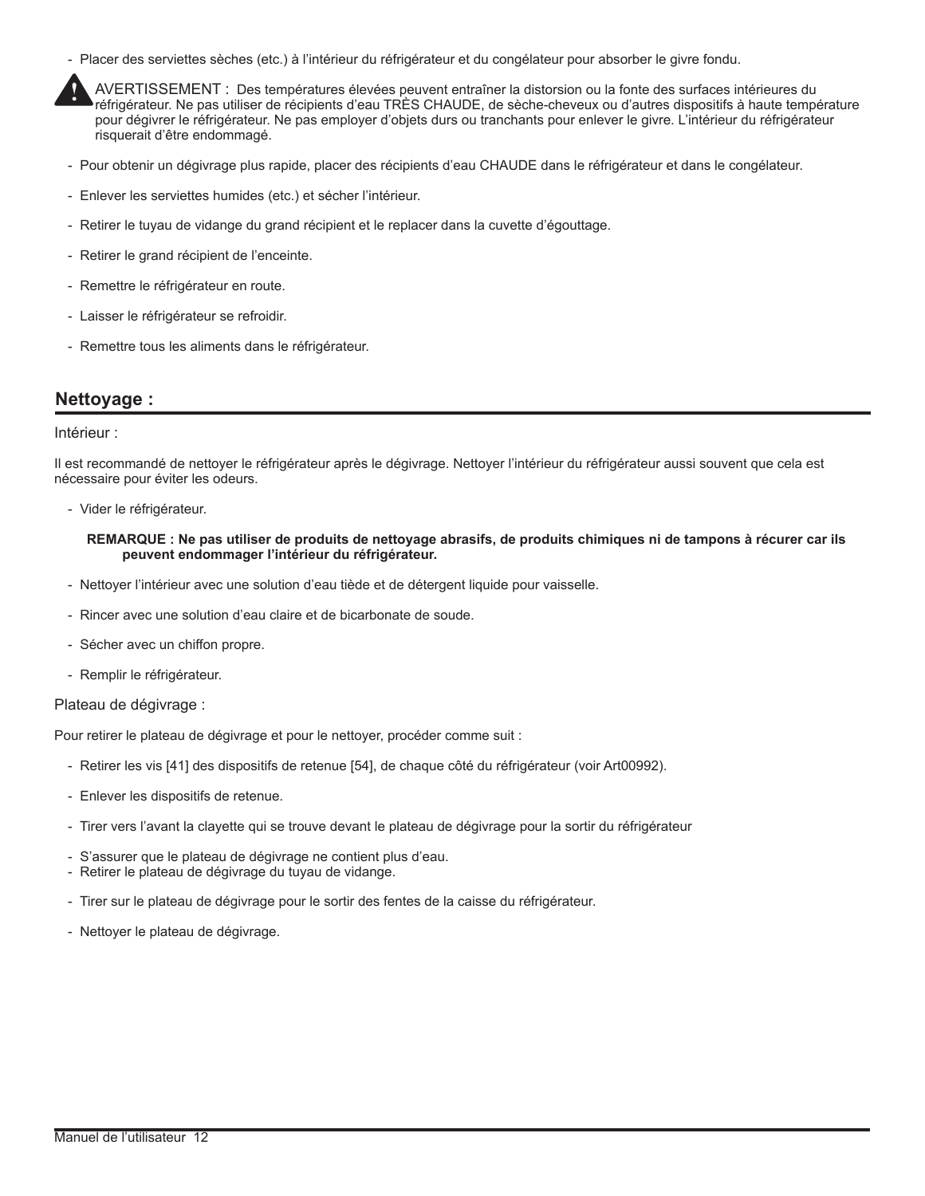- Placer des serviettes sèches (etc.) à l'intérieur du réfrigérateur et du congélateur pour absorber le givre fondu.

**AVERTISSEMENT :** Des températures élevées peuvent entraîner la distorsion ou la fonte des surfaces intérieures du réfrigérateur. Ne pas utiliser de récipients d'eau TRÈS CHAUDE, de sèche-cheveux ou d'autres dispositifs à haute température pour dégivrer le réfrigérateur. Ne pas employer d'objets durs ou tranchants pour enlever le givre. L'intérieur du réfrigérateur risquerait d'être endommagé.

- Pour obtenir un dégivrage plus rapide, placer des récipients d'eau CHAUDE dans le réfrigérateur et dans le congélateur.
- Enlever les serviettes humides (etc.) et sécher l'intérieur.
- Retirer le tuyau de vidange du grand récipient et le replacer dans la cuvette d'égouttage.
- Retirer le grand récipient de l'enceinte.
- Remettre le réfrigérateur en route.
- Laisser le réfrigérateur se refroidir.
- Remettre tous les aliments dans le réfrigérateur.

## Nettoyage :

Intérieur :

Il est recommandé de nettoyer le réfrigérateur après le dégivrage. Nettoyer l'intérieur du réfrigérateur aussi souvent que cela est nécessaire pour éviter les odeurs.

- Vider le réfrigérateur.

**REMARQUE : Ne pas utiliser de produits de nettoyage abrasifs, de produits chimiques ni de tampons à récurer car ils peuvent endommager l'intérieur du réfrigérateur.**

- Nettoyer l'intérieur avec une solution d'eau tiède et de détergent liquide pour vaisselle.
- Rincer avec une solution d'eau claire et de bicarbonate de soude.
- Sécher avec un chiffon propre.
- Remplir le réfrigérateur.

Plateau de dégivrage :

Pour retirer le plateau de dégivrage et pour le nettoyer, procéder comme suit :

- Retirer les vis [41] des dispositifs de retenue [54], de chaque côté du réfrigérateur (voir Art00992).
- Enlever les dispositifs de retenue.
- Tirer vers l'avant la clayette qui se trouve devant le plateau de dégivrage pour la sortir du réfrigérateur
- S'assurer que le plateau de dégivrage ne contient plus d'eau.
- Retirer le plateau de dégivrage du tuyau de vidange.
- Tirer sur le plateau de dégivrage pour le sortir des fentes de la caisse du réfrigérateur.
- Nettoyer le plateau de dégivrage.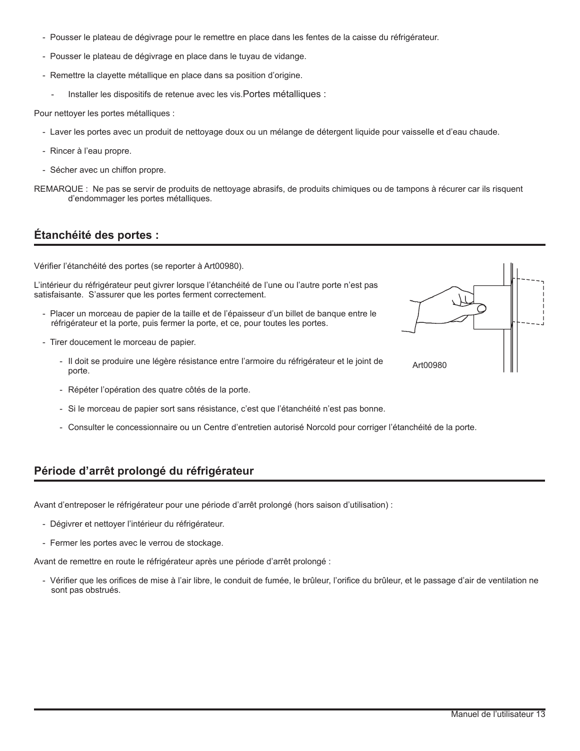- Pousser le plateau de dégivrage pour le remettre en place dans les fentes de la caisse du réfrigérateur.
- Pousser le plateau de dégivrage en place dans le tuyau de vidange.
- Remettre la clayette métallique en place dans sa position d'origine.
  - Installer les dispositifs de retenue avec les vis.Portes métalliques :

Pour nettoyer les portes métalliques :

- Laver les portes avec un produit de nettoyage doux ou un mélange de détergent liquide pour vaisselle et d'eau chaude.
- Rincer à l'eau propre.
- Sécher avec un chiffon propre.

REMARQUE : Ne pas se servir de produits de nettoyage abrasifs, de produits chimiques ou de tampons à récurer car ils risquent d'endommager les portes métalliques.

## Étanchéité des portes :

Vérifier l'étanchéité des portes (se reporter à Art00980).

L'intérieur du réfrigérateur peut givrer lorsque l'étanchéité de l'une ou l'autre porte n'est pas satisfaisante. S'assurer que les portes ferment correctement.

- Placer un morceau de papier de la taille et de l'épaisseur d'un billet de banque entre le réfrigérateur et la porte, puis fermer la porte, et ce, pour toutes les portes.
- Tirer doucement le morceau de papier.
  - Il doit se produire une légère résistance entre l'armoire du réfrigérateur et le joint de porte.
  - Répéter l'opération des quatre côtés de la porte.
  - Si le morceau de papier sort sans résistance, c'est que l'étanchéité n'est pas bonne.
  - Consulter le concessionnaire ou un Centre d'entretien autorisé Norcold pour corriger l'étanchéité de la porte.

Art00980

## Période d'arrêt prolongé du réfrigérateur

Avant d'entreposer le réfrigérateur pour une période d'arrêt prolongé (hors saison d'utilisation) :

- Dégivrer et nettoyer l'intérieur du réfrigérateur.
- Fermer les portes avec le verrou de stockage.

Avant de remettre en route le réfrigérateur après une période d'arrêt prolongé :

- Vérifier que les orifices de mise à l'air libre, le conduit de fumée, le brûleur, l'orifice du brûleur, et le passage d'air de ventilation ne sont pas obstrués.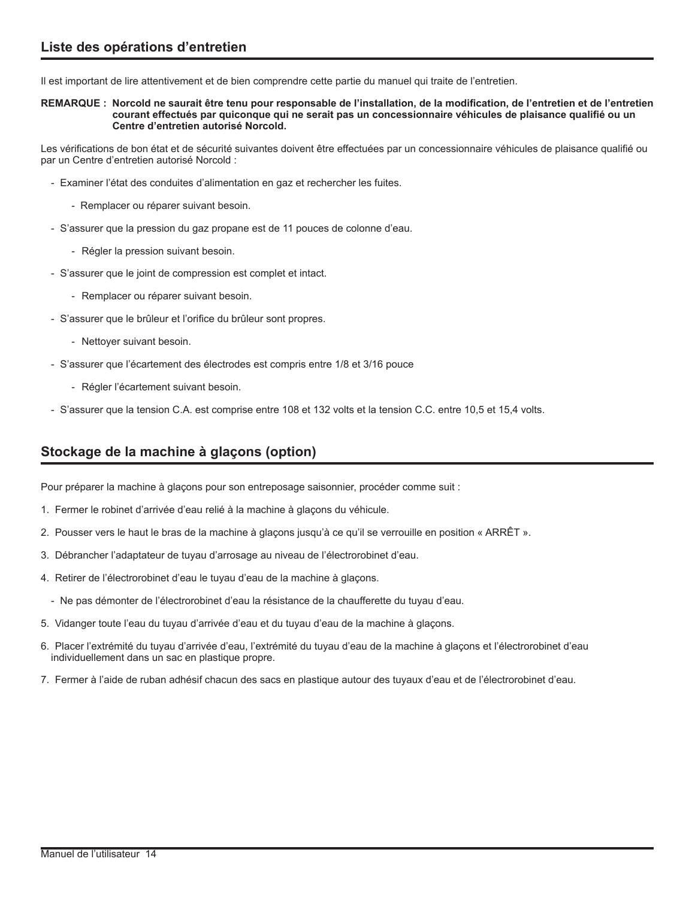## Liste des opérations d'entretien

Il est important de lire attentivement et de bien comprendre cette partie du manuel qui traite de l'entretien.

**REMARQUE : Norcold ne saurait être tenu pour responsable de l'installation, de la modification, de l'entretien et de l'entretien courant effectués par quiconque qui ne serait pas un concessionnaire véhicules de plaisance qualifié ou un Centre d'entretien autorisé Norcold.**

Les vérifications de bon état et de sécurité suivantes doivent être effectuées par un concessionnaire véhicules de plaisance qualifié ou par un Centre d'entretien autorisé Norcold :

- Examiner l'état des conduites d'alimentation en gaz et rechercher les fuites.
  - Remplacer ou réparer suivant besoin.
- S'assurer que la pression du gaz propane est de 11 pouces de colonne d'eau.
  - Régler la pression suivant besoin.
- S'assurer que le joint de compression est complet et intact.
  - Remplacer ou réparer suivant besoin.
- S'assurer que le brûleur et l'orifice du brûleur sont propres.
  - Nettoyer suivant besoin.
- S'assurer que l'écartement des électrodes est compris entre 1/8 et 3/16 pouce
  - Régler l'écartement suivant besoin.
- S'assurer que la tension C.A. est comprise entre 108 et 132 volts et la tension C.C. entre 10,5 et 15,4 volts.

## Stockage de la machine à glaçons (option)

Pour préparer la machine à glaçons pour son entreposage saisonnier, procéder comme suit :

1. Fermer le robinet d'arrivée d'eau relié à la machine à glaçons du véhicule.
2. Pousser vers le haut le bras de la machine à glaçons jusqu'à ce qu'il se verrouille en position « ARRÊT ».
3. Débrancher l'adaptateur de tuyau d'arrosage au niveau de l'électrorobinet d'eau.
4. Retirer de l'électrorobinet d'eau le tuyau d'eau de la machine à glaçons.
   - Ne pas démonter de l'électrorobinet d'eau la résistance de la chaufferette du tuyau d'eau.
5. Vidanger toute l'eau du tuyau d'arrivée d'eau et du tuyau d'eau de la machine à glaçons.
6. Placer l'extrémité du tuyau d'arrivée d'eau, l'extrémité du tuyau d'eau de la machine à glaçons et l'électrorobinet d'eau individuellement dans un sac en plastique propre.
7. Fermer à l'aide de ruban adhésif chacun des sacs en plastique autour des tuyaux d'eau et de l'électrorobinet d'eau.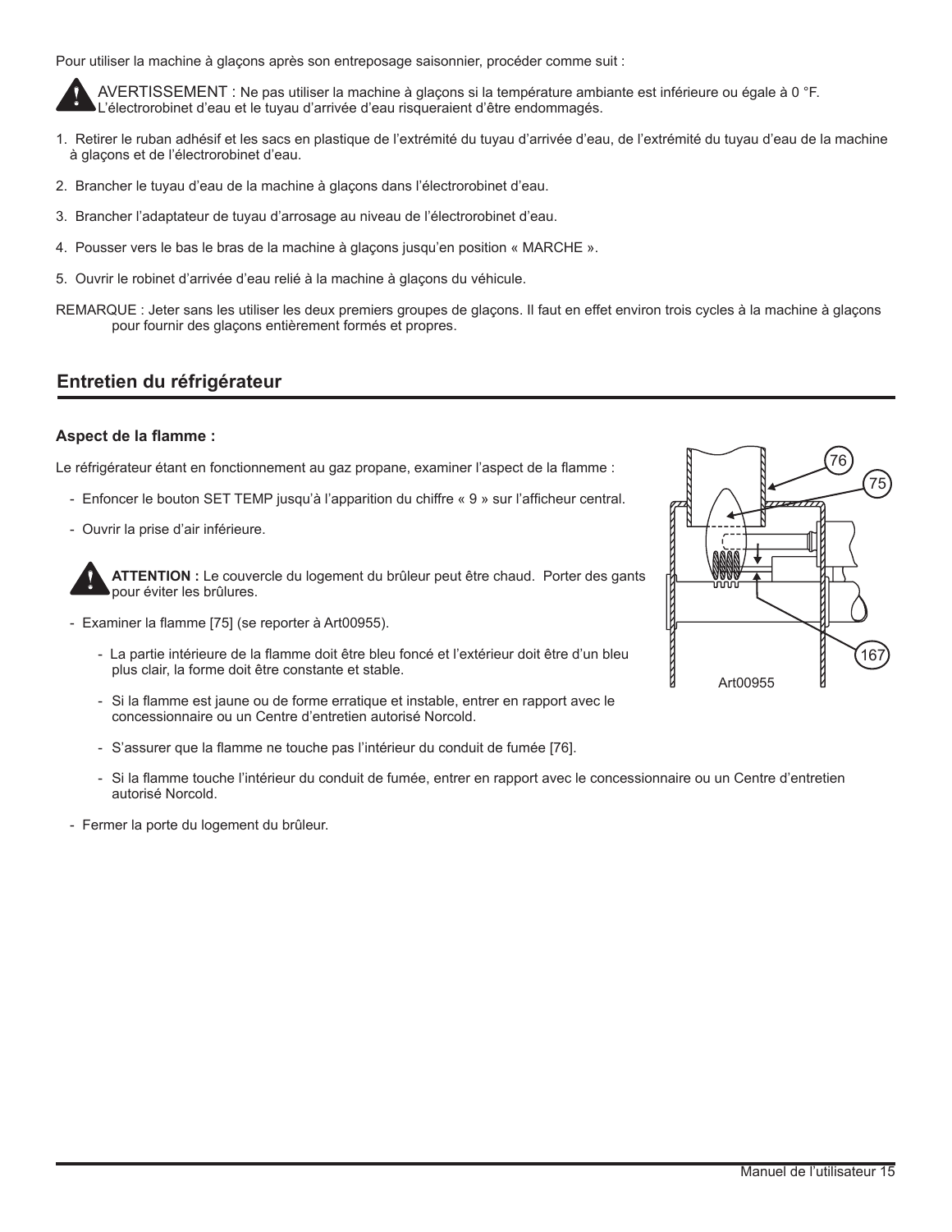Pour utiliser la machine à glaçons après son entreposage saisonnier, procéder comme suit :

**AVERTISSEMENT :** Ne pas utiliser la machine à glaçons si la température ambiante est inférieure ou égale à 0 °F. L'électrorobinet d'eau et le tuyau d'arrivée d'eau risqueraient d'être endommagés.

1. Retirer le ruban adhésif et les sacs en plastique de l'extrémité du tuyau d'arrivée d'eau, de l'extrémité du tuyau d'eau de la machine à glaçons et de l'électrorobinet d'eau.
2. Brancher le tuyau d'eau de la machine à glaçons dans l'électrorobinet d'eau.
3. Brancher l'adaptateur de tuyau d'arrosage au niveau de l'électrorobinet d'eau.
4. Pousser vers le bas le bras de la machine à glaçons jusqu'en position « MARCHE ».
5. Ouvrir le robinet d'arrivée d'eau relié à la machine à glaçons du véhicule.

REMARQUE : Jeter sans les utiliser les deux premiers groupes de glaçons. Il faut en effet environ trois cycles à la machine à glaçons pour fournir des glaçons entièrement formés et propres.

## Entretien du réfrigérateur

### Aspect de la flamme :

Le réfrigérateur étant en fonctionnement au gaz propane, examiner l'aspect de la flamme :

- Enfoncer le bouton SET TEMP jusqu'à l'apparition du chiffre « 9 » sur l'afficheur central.
- Ouvrir la prise d'air inférieure.

**ATTENTION :** Le couvercle du logement du brûleur peut être chaud. Porter des gants pour éviter les brûlures.

- Examiner la flamme [75] (se reporter à Art00955).
  - La partie intérieure de la flamme doit être bleu foncé et l'extérieur doit être d'un bleu plus clair, la forme doit être constante et stable.
  - Si la flamme est jaune ou de forme erratique et instable, entrer en rapport avec le concessionnaire ou un Centre d'entretien autorisé Norcold.
  - S'assurer que la flamme ne touche pas l'intérieur du conduit de fumée [76].
  - Si la flamme touche l'intérieur du conduit de fumée, entrer en rapport avec le concessionnaire ou un Centre d'entretien autorisé Norcold.
- Fermer la porte du logement du brûleur.

Art00955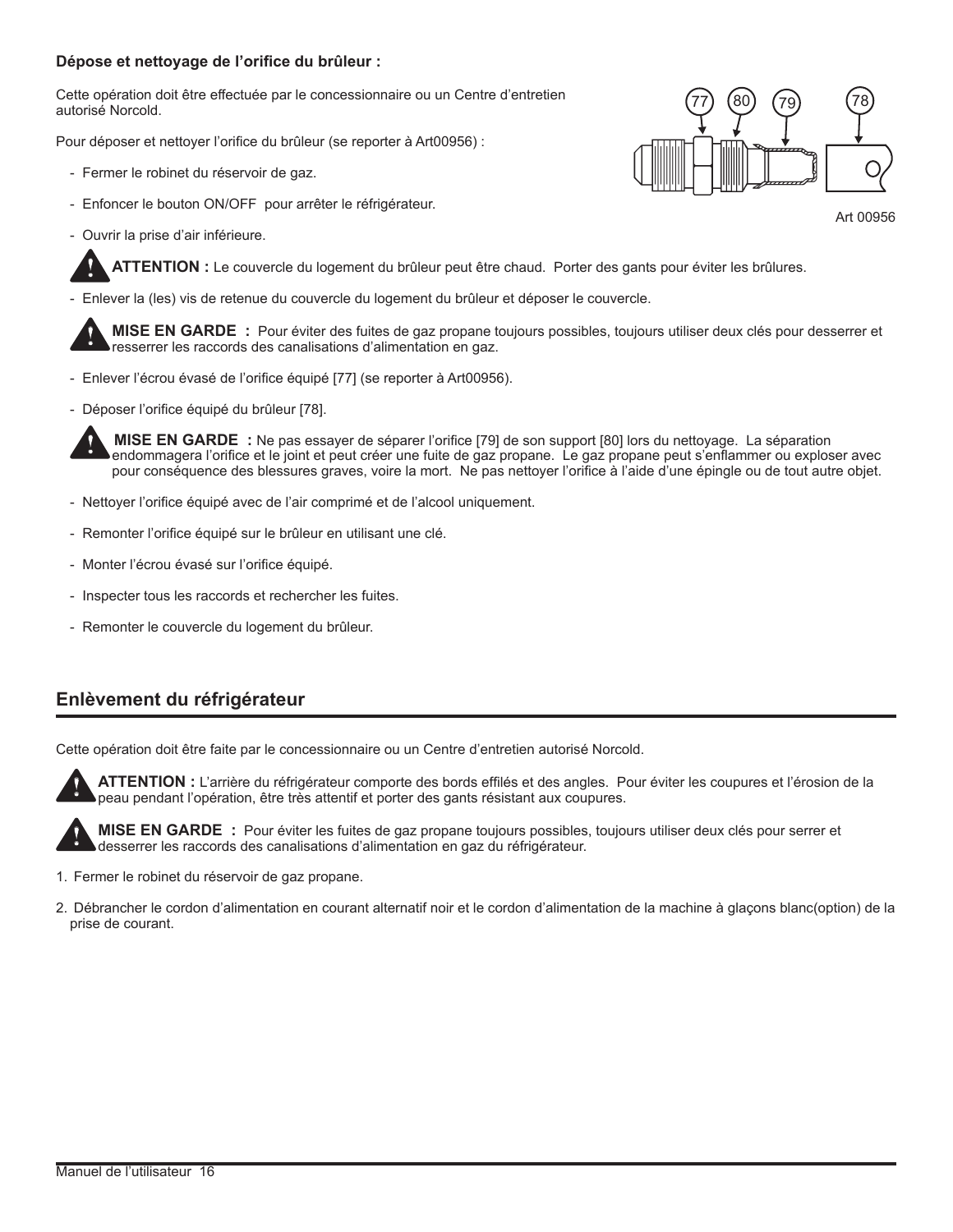**Dépose et nettoyage de l'orifice du brûleur :**

Cette opération doit être effectuée par le concessionnaire ou un Centre d'entretien autorisé Norcold.

Pour déposer et nettoyer l'orifice du brûleur (se reporter à Art00956) :

- Fermer le robinet du réservoir de gaz.
- Enfoncer le bouton ON/OFF pour arrêter le réfrigérateur.
- Ouvrir la prise d'air inférieure.

Art 00956

**ATTENTION :** Le couvercle du logement du brûleur peut être chaud. Porter des gants pour éviter les brûlures.

- Enlever la (les) vis de retenue du couvercle du logement du brûleur et déposer le couvercle.

**MISE EN GARDE :** Pour éviter des fuites de gaz propane toujours possibles, toujours utiliser deux clés pour desserrer et resserrer les raccords des canalisations d'alimentation en gaz.

- Enlever l'écrou évasé de l'orifice équipé [77] (se reporter à Art00956).
- Déposer l'orifice équipé du brûleur [78].

**MISE EN GARDE :** Ne pas essayer de séparer l'orifice [79] de son support [80] lors du nettoyage. La séparation endommagera l'orifice et le joint et peut créer une fuite de gaz propane. Le gaz propane peut s'enflammer ou exploser avec pour conséquence des blessures graves, voire la mort. Ne pas nettoyer l'orifice à l'aide d'une épingle ou de tout autre objet.

- Nettoyer l'orifice équipé avec de l'air comprimé et de l'alcool uniquement.
- Remonter l'orifice équipé sur le brûleur en utilisant une clé.
- Monter l'écrou évasé sur l'orifice équipé.
- Inspecter tous les raccords et rechercher les fuites.
- Remonter le couvercle du logement du brûleur.

## Enlèvement du réfrigérateur

Cette opération doit être faite par le concessionnaire ou un Centre d'entretien autorisé Norcold.

**ATTENTION :** L'arrière du réfrigérateur comporte des bords effilés et des angles. Pour éviter les coupures et l'érosion de la peau pendant l'opération, être très attentif et porter des gants résistant aux coupures.

**MISE EN GARDE :** Pour éviter les fuites de gaz propane toujours possibles, toujours utiliser deux clés pour serrer et desserrer les raccords des canalisations d'alimentation en gaz du réfrigérateur.

1. Fermer le robinet du réservoir de gaz propane.
2. Débrancher le cordon d'alimentation en courant alternatif noir et le cordon d'alimentation de la machine à glaçons blanc(option) de la prise de courant.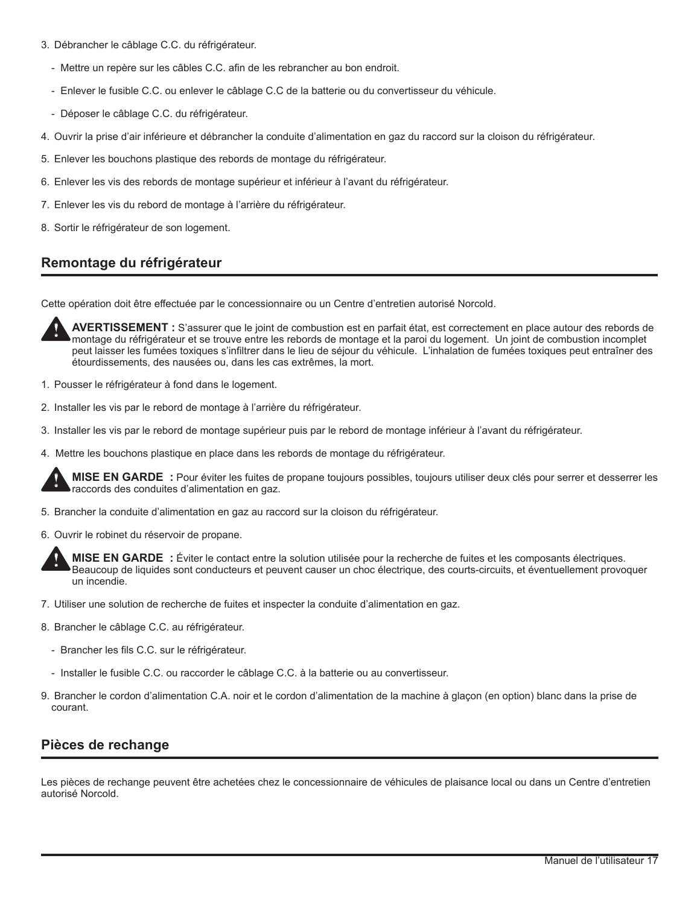3. Débrancher le câblage C.C. du réfrigérateur.

   - Mettre un repère sur les câbles C.C. afin de les rebrancher au bon endroit.
   - Enlever le fusible C.C. ou enlever le câblage C.C de la batterie ou du convertisseur du véhicule.
   - Déposer le câblage C.C. du réfrigérateur.

4. Ouvrir la prise d'air inférieure et débrancher la conduite d'alimentation en gaz du raccord sur la cloison du réfrigérateur.

5. Enlever les bouchons plastique des rebords de montage du réfrigérateur.

6. Enlever les vis des rebords de montage supérieur et inférieur à l'avant du réfrigérateur.

7. Enlever les vis du rebord de montage à l'arrière du réfrigérateur.

8. Sortir le réfrigérateur de son logement.

## Remontage du réfrigérateur

Cette opération doit être effectuée par le concessionnaire ou un Centre d'entretien autorisé Norcold.

**AVERTISSEMENT :** S'assurer que le joint de combustion est en parfait état, est correctement en place autour des rebords de montage du réfrigérateur et se trouve entre les rebords de montage et la paroi du logement. Un joint de combustion incomplet peut laisser les fumées toxiques s'infiltrer dans le lieu de séjour du véhicule. L'inhalation de fumées toxiques peut entraîner des étourdissements, des nausées ou, dans les cas extrêmes, la mort.

1. Pousser le réfrigérateur à fond dans le logement.

2. Installer les vis par le rebord de montage à l'arrière du réfrigérateur.

3. Installer les vis par le rebord de montage supérieur puis par le rebord de montage inférieur à l'avant du réfrigérateur.

4. Mettre les bouchons plastique en place dans les rebords de montage du réfrigérateur.

**MISE EN GARDE :** Pour éviter les fuites de propane toujours possibles, toujours utiliser deux clés pour serrer et desserrer les raccords des conduites d'alimentation en gaz.

5. Brancher la conduite d'alimentation en gaz au raccord sur la cloison du réfrigérateur.

6. Ouvrir le robinet du réservoir de propane.

**MISE EN GARDE :** Éviter le contact entre la solution utilisée pour la recherche de fuites et les composants électriques. Beaucoup de liquides sont conducteurs et peuvent causer un choc électrique, des courts-circuits, et éventuellement provoquer un incendie.

7. Utiliser une solution de recherche de fuites et inspecter la conduite d'alimentation en gaz.

8. Brancher le câblage C.C. au réfrigérateur.

   - Brancher les fils C.C. sur le réfrigérateur.
   - Installer le fusible C.C. ou raccorder le câblage C.C. à la batterie ou au convertisseur.

9. Brancher le cordon d'alimentation C.A. noir et le cordon d'alimentation de la machine à glaçon (en option) blanc dans la prise de courant.

## Pièces de rechange

Les pièces de rechange peuvent être achetées chez le concessionnaire de véhicules de plaisance local ou dans un Centre d'entretien autorisé Norcold.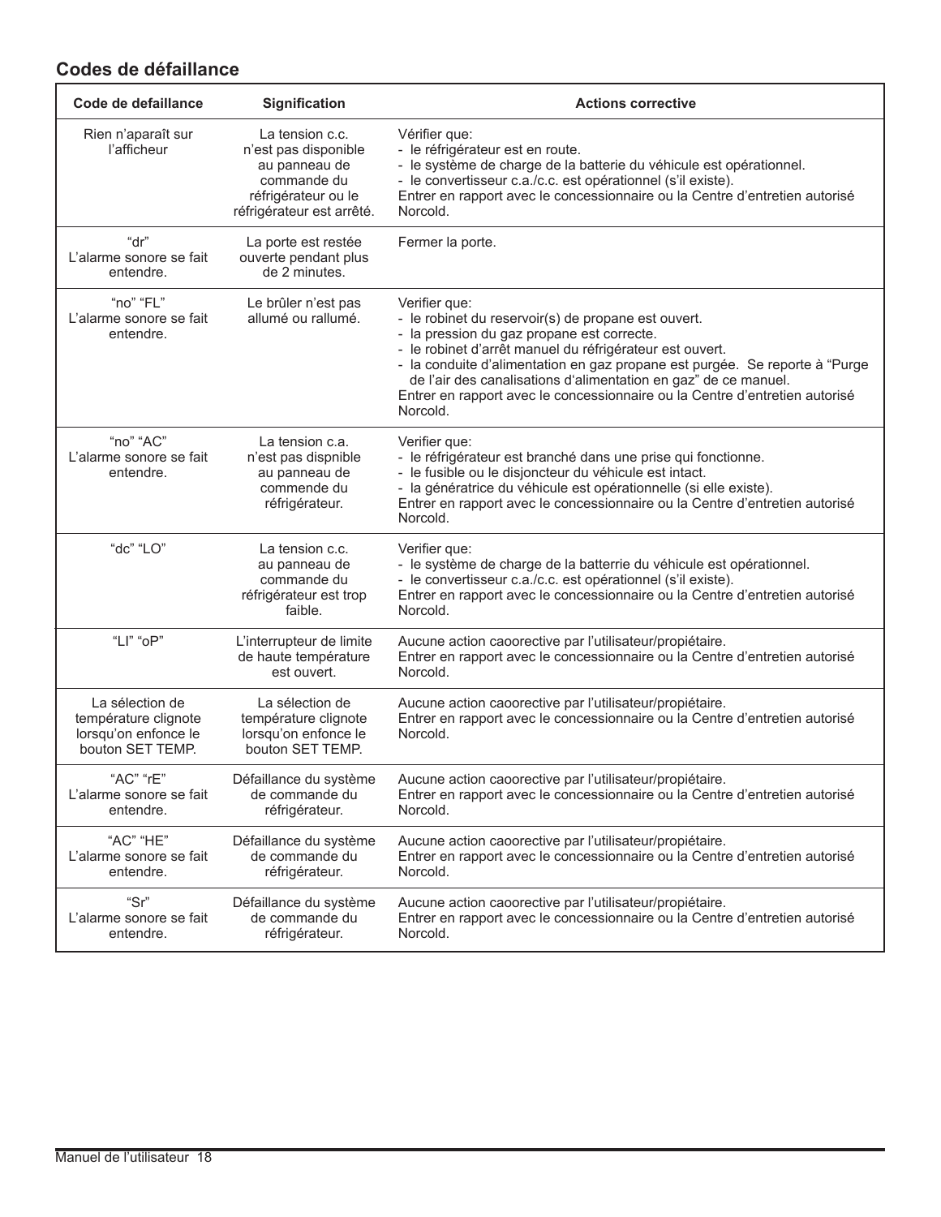## Codes de défaillance

| Code de defaillance | Signification | Actions corrective |
|---|---|---|
| Rien n'aparaît sur l'afficheur | La tension c.c. n'est pas disponible au panneau de commande du réfrigérateur ou le réfrigérateur est arrêté. | Vérifier que:<br>- le réfrigérateur est en route.<br>- le système de charge de la batterie du véhicule est opérationnel.<br>- le convertisseur c.a./c.c. est opérationnel (s'il existe).<br>Entrer en rapport avec le concessionnaire ou la Centre d'entretien autorisé Norcold. |
| "dr"<br>L'alarme sonore se fait entendre. | La porte est restée ouverte pendant plus de 2 minutes. | Fermer la porte. |
| "no" "FL"<br>L'alarme sonore se fait entendre. | Le brûler n'est pas allumé ou rallumé. | Verifier que:<br>- le robinet du reservoir(s) de propane est ouvert.<br>- la pression du gaz propane est correcte.<br>- le robinet d'arrêt manuel du réfrigérateur est ouvert.<br>- la conduite d'alimentation en gaz propane est purgée. Se reporte à "Purge de l'air des canalisations d'alimentation en gaz" de ce manuel.<br>Entrer en rapport avec le concessionnaire ou la Centre d'entretien autorisé Norcold. |
| "no" "AC"<br>L'alarme sonore se fait entendre. | La tension c.a. n'est pas dispnible au panneau de commende du réfrigérateur. | Verifier que:<br>- le réfrigérateur est branché dans une prise qui fonctionne.<br>- le fusible ou le disjoncteur du véhicule est intact.<br>- la génératrice du véhicule est opérationnelle (si elle existe).<br>Entrer en rapport avec le concessionnaire ou la Centre d'entretien autorisé Norcold. |
| "dc" "LO" | La tension c.c. au panneau de commande du réfrigérateur est trop faible. | Verifier que:<br>- le système de charge de la batterrie du véhicule est opérationnel.<br>- le convertisseur c.a./c.c. est opérationnel (s'il existe).<br>Entrer en rapport avec le concessionnaire ou la Centre d'entretien autorisé Norcold. |
| "LI" "oP" | L'interrupteur de limite de haute température est ouvert. | Aucune action caoorective par l'utilisateur/propiétaire.<br>Entrer en rapport avec le concessionnaire ou la Centre d'entretien autorisé Norcold. |
| La sélection de température clignote lorsqu'on enfonce le bouton SET TEMP. | La sélection de température clignote lorsqu'on enfonce le bouton SET TEMP. | Aucune action caoorective par l'utilisateur/propiétaire.<br>Entrer en rapport avec le concessionnaire ou la Centre d'entretien autorisé Norcold. |
| "AC" "rE"<br>L'alarme sonore se fait entendre. | Défaillance du système de commande du réfrigérateur. | Aucune action caoorective par l'utilisateur/propiétaire.<br>Entrer en rapport avec le concessionnaire ou la Centre d'entretien autorisé Norcold. |
| "AC" "HE"<br>L'alarme sonore se fait entendre. | Défaillance du système de commande du réfrigérateur. | Aucune action caoorective par l'utilisateur/propiétaire.<br>Entrer en rapport avec le concessionnaire ou la Centre d'entretien autorisé Norcold. |
| "Sr"<br>L'alarme sonore se fait entendre. | Défaillance du système de commande du réfrigérateur. | Aucune action caoorective par l'utilisateur/propiétaire.<br>Entrer en rapport avec le concessionnaire ou la Centre d'entretien autorisé Norcold. |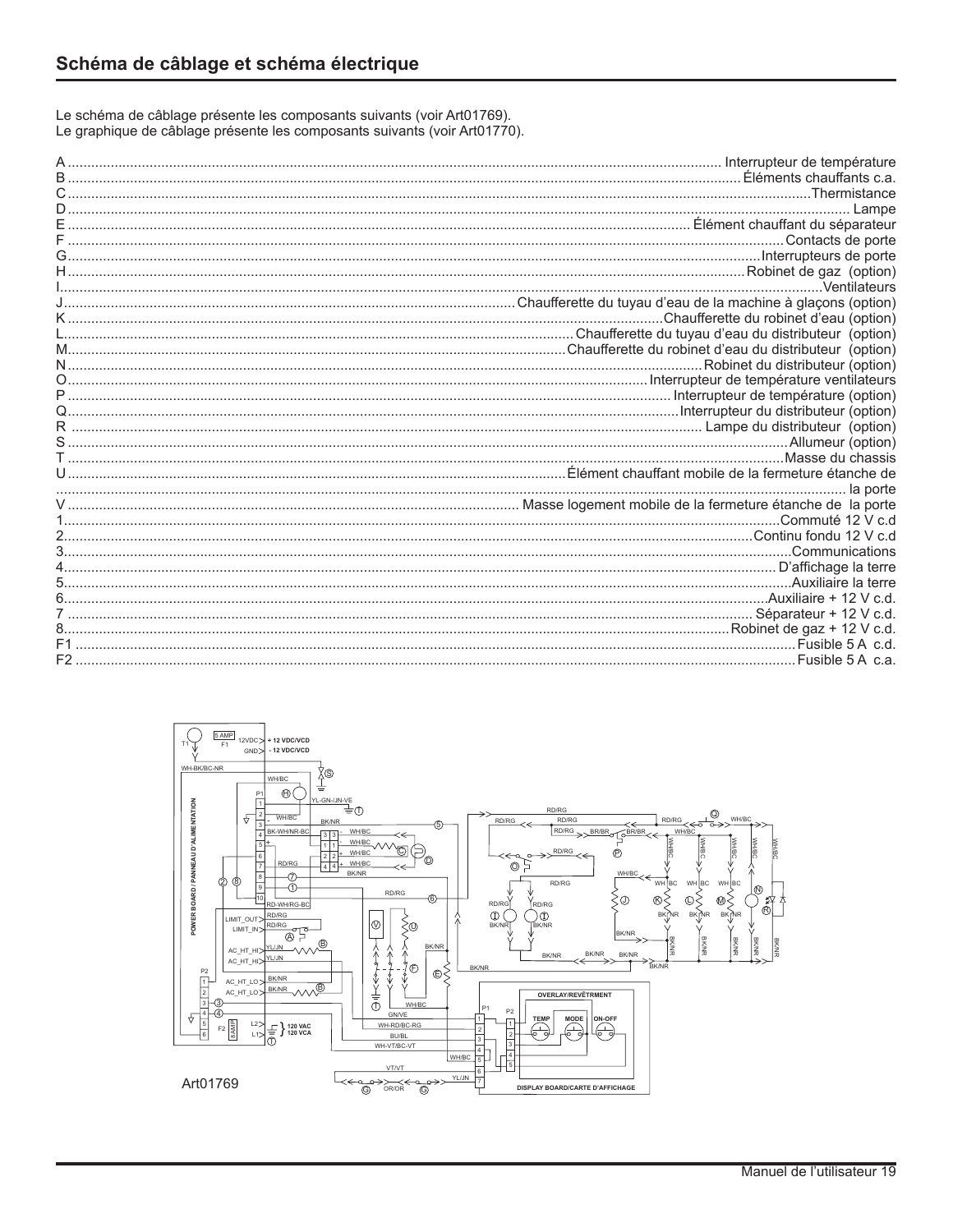# Schéma de câblage et schéma électrique

Le schéma de câblage présente les composants suivants (voir Art01769).
Le graphique de câblage présente les composants suivants (voir Art01770).

A ............ Interrupteur de température
B ............ Éléments chauffants c.a.
C ............ Thermistance
D ............ Lampe
E ............ Élément chauffant du séparateur
F ............ Contacts de porte
G ............ Interrupteurs de porte
H ............ Robinet de gaz (option)
I ............ Ventilateurs
J ............ Chaufferette du tuyau d'eau de la machine à glaçons (option)
K ............ Chaufferette du robinet d'eau (option)
L ............ Chaufferette du tuyau d'eau du distributeur (option)
M ............ Chaufferette du robinet d'eau du distributeur (option)
N ............ Robinet du distributeur (option)
O ............ Interrupteur de température ventilateurs
P ............ Interrupteur de température (option)
Q ............ Interrupteur du distributeur (option)
R ............ Lampe du distributeur (option)
S ............ Allumeur (option)
T ............ Masse du chassis
U ............ Élément chauffant mobile de la fermeture étanche de la porte
V ............ Masse logement mobile de la fermeture étanche de la porte
1 ............ Commuté 12 V c.d
2 ............ Continu fondu 12 V c.d
3 ............ Communications
4 ............ D'affichage la terre
5 ............ Auxiliaire la terre
6 ............ Auxiliaire + 12 V c.d.
7 ............ Séparateur + 12 V c.d.
8 ............ Robinet de gaz + 12 V c.d.
F1 ............ Fusible 5 A c.d.
F2 ............ Fusible 5 A c.a.

Art01769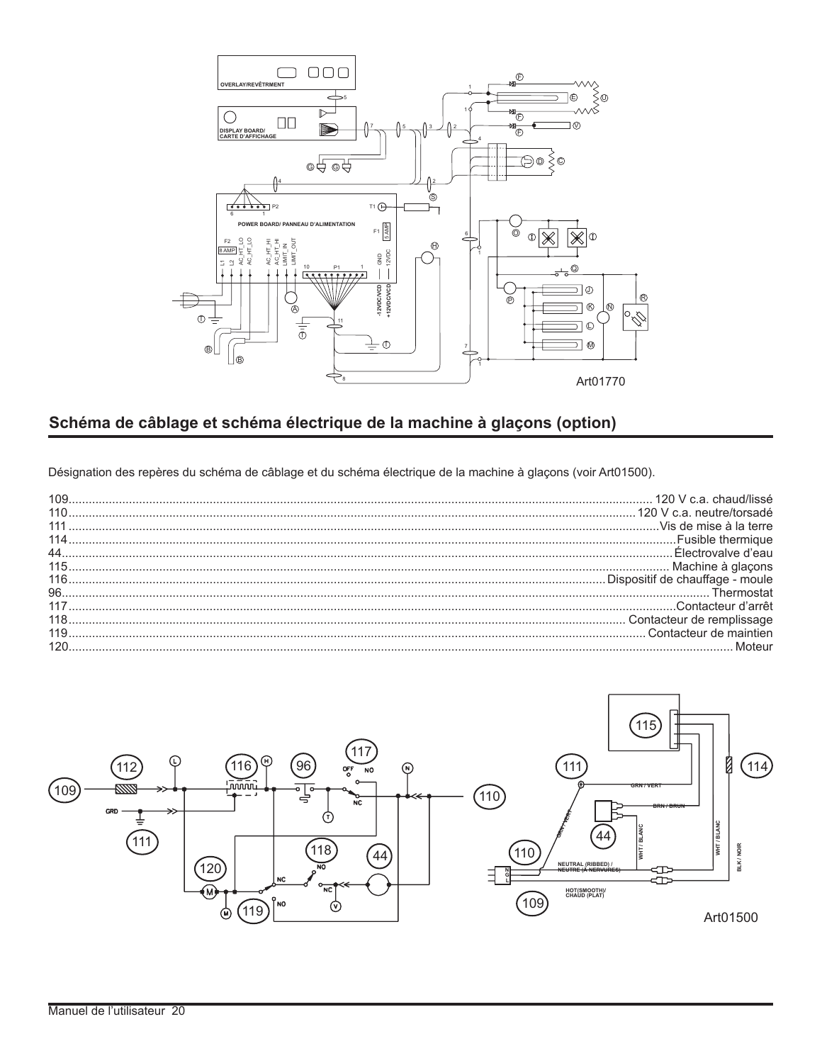OVERLAY/REVÊTRMENT

DISPLAY BOARD/
CARTE D'AFFICHAGE

POWER BOARD/ PANNEAU D'ALIMENTATION

Art01770

## Schéma de câblage et schéma électrique de la machine à glaçons (option)

Désignation des repères du schéma de câblage et du schéma électrique de la machine à glaçons (voir Art01500).

| | |
|---|---|
| 109 | 120 V c.a. chaud/lissé |
| 110 | 120 V c.a. neutre/torsadé |
| 111 | Vis de mise à la terre |
| 114 | Fusible thermique |
| 44 | Électrovalve d'eau |
| 115 | Machine à glaçons |
| 116 | Dispositif de chauffage - moule |
| 96 | Thermostat |
| 117 | Contacteur d'arrêt |
| 118 | Contacteur de remplissage |
| 119 | Contacteur de maintien |
| 120 | Moteur |

GRN / VERT

BRN / BRUN

WHT / BLANC

BLK / NOIR

NEUTRAL (RIBBED) / NEUTRE (À NERVURES)

HOT(SMOOTH)/ CHAUD (PLAT)

Art01500